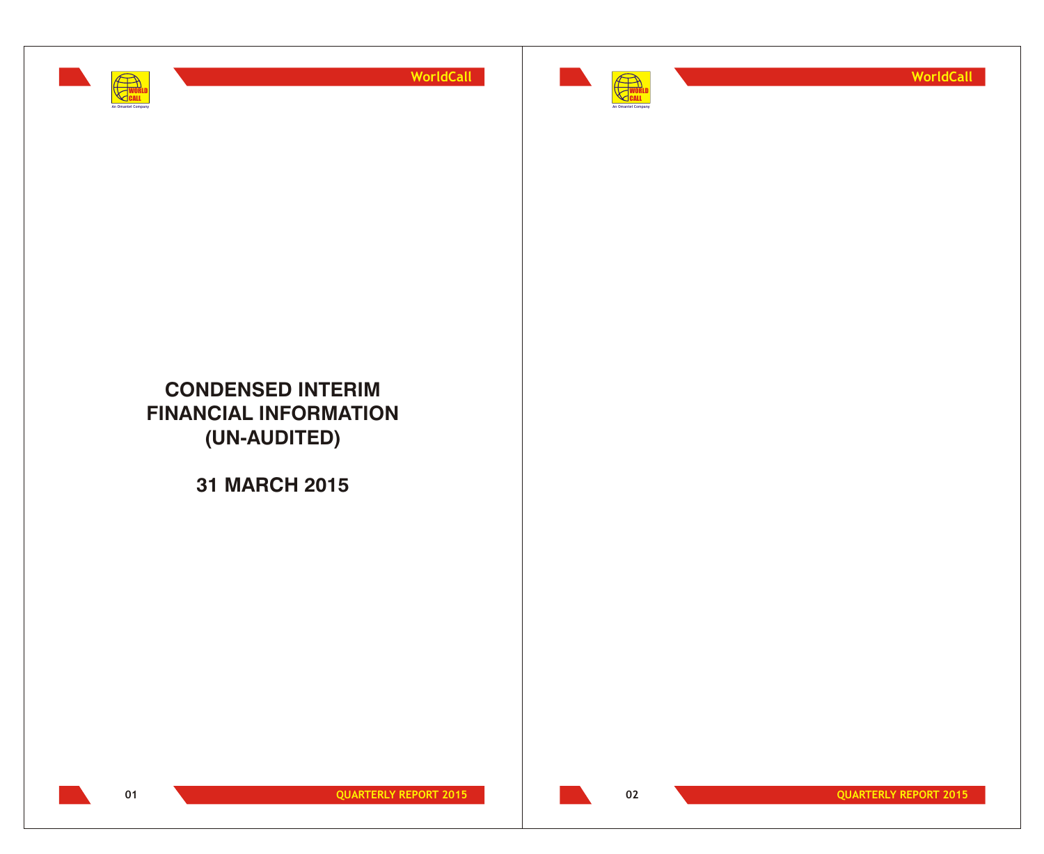# CONDENSED INTERIM FINANCIAL INFORMATION (UN-AUDITED)

## 31 MARCH 2015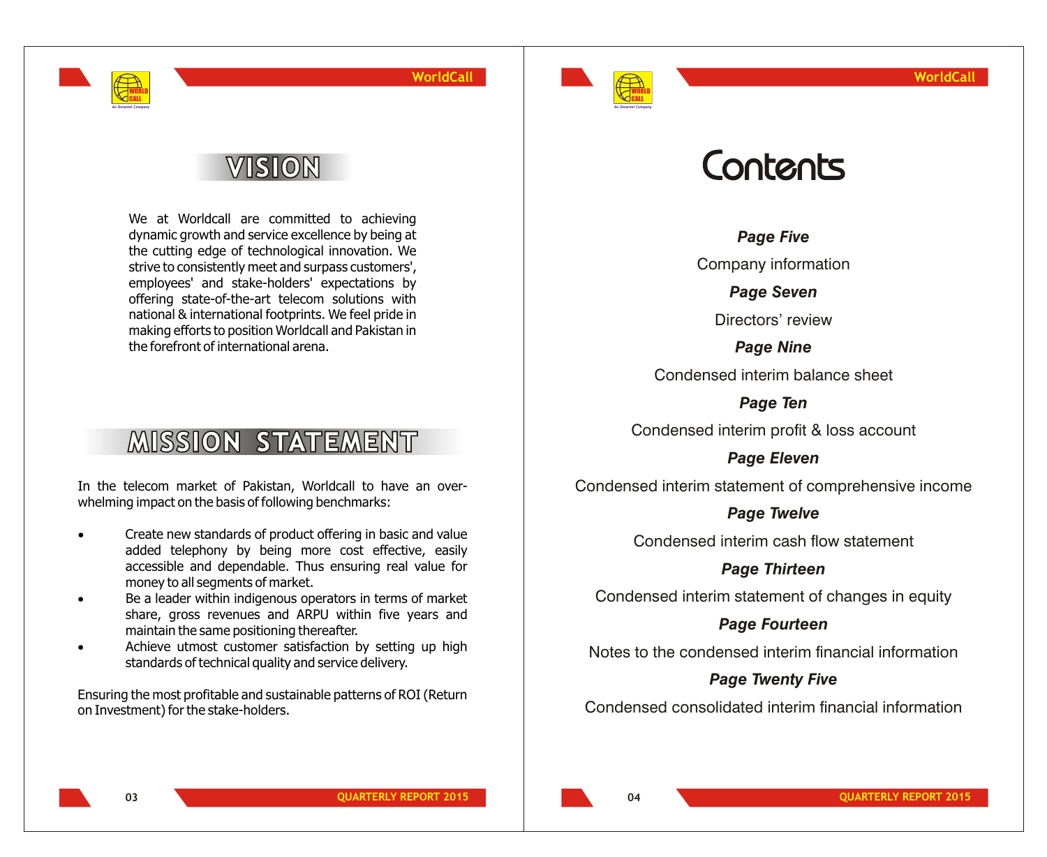# VISION

We at Worldcall are committed to achieving dynamic growth and service excellence by being at the cutting edge of technological innovation. We strive to consistently meet and surpass customers', employees' and stake-holders' expectations by offering state-of-the-art telecom solutions with national & international footprints. We feel pride in making efforts to position Worldcall and Pakistan in the forefront of international arena.

# MISSION STATEMENT

In the telecom market of Pakistan, Worldcall to have an overwhelming impact on the basis of following benchmarks:

- Create new standards of product offering in basic and value added telephony by being more cost effective, easily accessible and dependable. Thus ensuring real value for money to all segments of market.
- Be a leader within indigenous operators in terms of market share, gross revenues and ARPU within five years and maintain the same positioning thereafter.
- Achieve utmost customer satisfaction by setting up high standards of technical quality and service delivery.

Ensuring the most profitable and sustainable patterns of ROI (Return on Investment) for the stake-holders.

# Contents

***Page Five***

Company information

***Page Seven***

Directors' review

***Page Nine***

Condensed interim balance sheet

***Page Ten***

Condensed interim profit & loss account

***Page Eleven***

Condensed interim statement of comprehensive income

***Page Twelve***

Condensed interim cash flow statement

***Page Thirteen***

Condensed interim statement of changes in equity

***Page Fourteen***

Notes to the condensed interim financial information

***Page Twenty Five***

Condensed consolidated interim financial information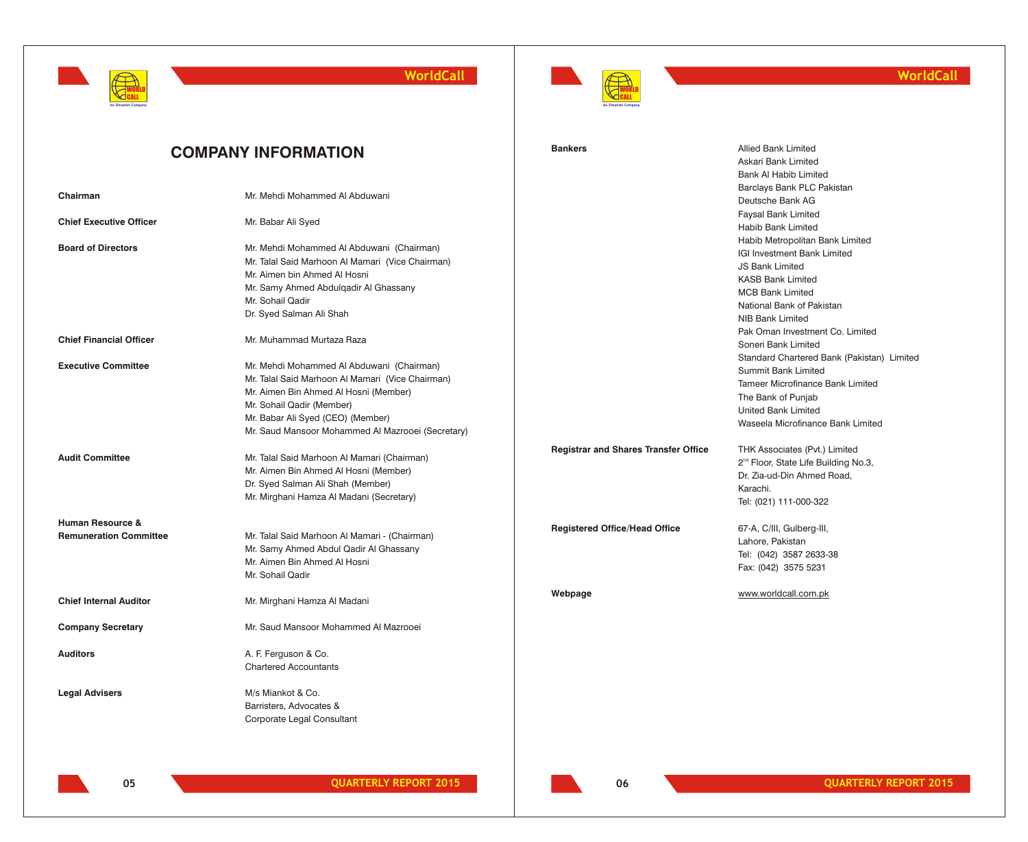# COMPANY INFORMATION

| | |
|---|---|
| **Chairman** | Mr. Mehdi Mohammed Al Abduwani |
| **Chief Executive Officer** | Mr. Babar Ali Syed |
| **Board of Directors** | Mr. Mehdi Mohammed Al Abduwani (Chairman)<br>Mr. Talal Said Marhoon Al Mamari (Vice Chairman)<br>Mr. Aimen bin Ahmed Al Hosni<br>Mr. Samy Ahmed Abdulqadir Al Ghassany<br>Mr. Sohail Qadir<br>Dr. Syed Salman Ali Shah |
| **Chief Financial Officer** | Mr. Muhammad Murtaza Raza |
| **Executive Committee** | Mr. Mehdi Mohammed Al Abduwani (Chairman)<br>Mr. Talal Said Marhoon Al Mamari (Vice Chairman)<br>Mr. Aimen Bin Ahmed Al Hosni (Member)<br>Mr. Sohail Qadir (Member)<br>Mr. Babar Ali Syed (CEO) (Member)<br>Mr. Saud Mansoor Mohammed Al Mazrooei (Secretary) |
| **Audit Committee** | Mr. Talal Said Marhoon Al Mamari (Chairman)<br>Mr. Aimen Bin Ahmed Al Hosni (Member)<br>Dr. Syed Salman Ali Shah (Member)<br>Mr. Mirghani Hamza Al Madani (Secretary) |
| **Human Resource & Remuneration Committee** | Mr. Talal Said Marhoon Al Mamari - (Chairman)<br>Mr. Samy Ahmed Abdul Qadir Al Ghassany<br>Mr. Aimen Bin Ahmed Al Hosni<br>Mr. Sohail Qadir |
| **Chief Internal Auditor** | Mr. Mirghani Hamza Al Madani |
| **Company Secretary** | Mr. Saud Mansoor Mohammed Al Mazrooei |
| **Auditors** | A. F. Ferguson & Co.<br>Chartered Accountants |
| **Legal Advisers** | M/s Miankot & Co.<br>Barristers, Advocates &<br>Corporate Legal Consultant |
| **Bankers** | Allied Bank Limited<br>Askari Bank Limited<br>Bank Al Habib Limited<br>Barclays Bank PLC Pakistan<br>Deutsche Bank AG<br>Faysal Bank Limited<br>Habib Bank Limited<br>Habib Metropolitan Bank Limited<br>IGI Investment Bank Limited<br>JS Bank Limited<br>KASB Bank Limited<br>MCB Bank Limited<br>National Bank of Pakistan<br>NIB Bank Limited<br>Pak Oman Investment Co. Limited<br>Soneri Bank Limited<br>Standard Chartered Bank (Pakistan) Limited<br>Summit Bank Limited<br>Tameer Microfinance Bank Limited<br>The Bank of Punjab<br>United Bank Limited<br>Waseela Microfinance Bank Limited |
| **Registrar and Shares Transfer Office** | THK Associates (Pvt.) Limited<br>2nd Floor, State Life Building No.3,<br>Dr. Zia-ud-Din Ahmed Road,<br>Karachi.<br>Tel: (021) 111-000-322 |
| **Registered Office/Head Office** | 67-A, C/III, Gulberg-III,<br>Lahore, Pakistan<br>Tel: (042) 3587 2633-38<br>Fax: (042) 3575 5231 |
| **Webpage** | www.worldcall.com.pk |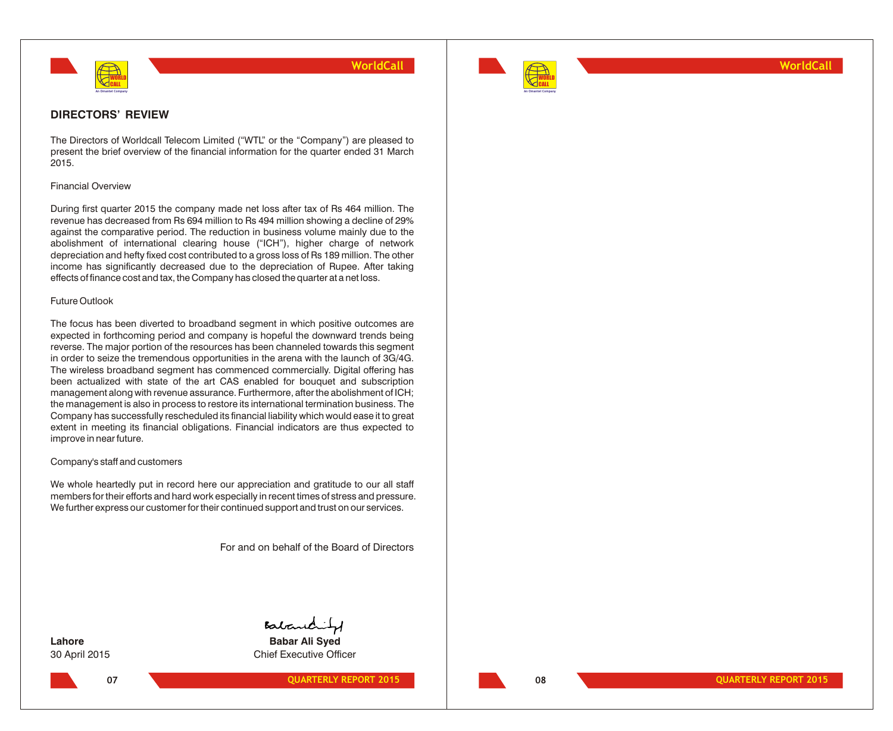## DIRECTORS' REVIEW

The Directors of Worldcall Telecom Limited ("WTL" or the "Company") are pleased to present the brief overview of the financial information for the quarter ended 31 March 2015.

Financial Overview

During first quarter 2015 the company made net loss after tax of Rs 464 million. The revenue has decreased from Rs 694 million to Rs 494 million showing a decline of 29% against the comparative period. The reduction in business volume mainly due to the abolishment of international clearing house ("ICH"), higher charge of network depreciation and hefty fixed cost contributed to a gross loss of Rs 189 million. The other income has significantly decreased due to the depreciation of Rupee. After taking effects of finance cost and tax, the Company has closed the quarter at a net loss.

Future Outlook

The focus has been diverted to broadband segment in which positive outcomes are expected in forthcoming period and company is hopeful the downward trends being reverse. The major portion of the resources has been channeled towards this segment in order to seize the tremendous opportunities in the arena with the launch of 3G/4G. The wireless broadband segment has commenced commercially. Digital offering has been actualized with state of the art CAS enabled for bouquet and subscription management along with revenue assurance. Furthermore, after the abolishment of ICH; the management is also in process to restore its international termination business. The Company has successfully rescheduled its financial liability which would ease it to great extent in meeting its financial obligations. Financial indicators are thus expected to improve in near future.

Company's staff and customers

We whole heartedly put in record here our appreciation and gratitude to our all staff members for their efforts and hard work especially in recent times of stress and pressure. We further express our customer for their continued support and trust on our services.

For and on behalf of the Board of Directors

**Lahore**
30 April 2015

**Babar Ali Syed**
Chief Executive Officer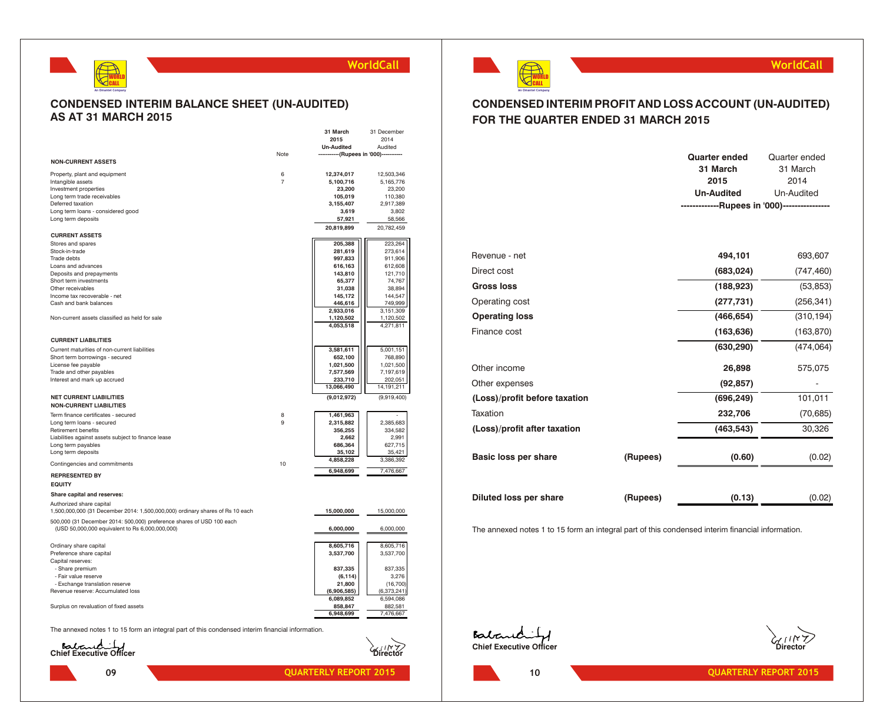## CONDENSED INTERIM BALANCE SHEET (UN-AUDITED) AS AT 31 MARCH 2015

| | Note | 31 March 2015 Un-Audited | 31 December 2014 Audited |
|---|---|---|---|
| | | -----------(Rupees in '000)----------- | |
| **NON-CURRENT ASSETS** | | | |
| Property, plant and equipment | 6 | **12,374,017** | 12,503,346 |
| Intangible assets | 7 | **5,100,716** | 5,165,776 |
| Investment properties | | **23,200** | 23,200 |
| Long term trade receivables | | **105,019** | 110,380 |
| Deferred taxation | | **3,155,407** | 2,917,389 |
| Long term loans - considered good | | **3,619** | 3,802 |
| Long term deposits | | **57,921** | 58,566 |
| | | **20,819,899** | 20,782,459 |
| **CURRENT ASSETS** | | | |
| Stores and spares | | **205,388** | 223,264 |
| Stock-in-trade | | **281,619** | 273,614 |
| Trade debts | | **997,833** | 911,906 |
| Loans and advances | | **616,163** | 612,608 |
| Deposits and prepayments | | **143,810** | 121,710 |
| Short term investments | | **65,377** | 74,767 |
| Other receivables | | **31,038** | 38,894 |
| Income tax recoverable - net | | **145,172** | 144,547 |
| Cash and bank balances | | **446,616** | 749,999 |
| | | **2,933,016** | 3,151,309 |
| Non-current assets classified as held for sale | | **1,120,502** | 1,120,502 |
| | | **4,053,518** | 4,271,811 |
| **CURRENT LIABILITIES** | | | |
| Current maturities of non-current liabilities | | **3,581,611** | 5,001,151 |
| Short term borrowings - secured | | **652,100** | 768,890 |
| License fee payable | | **1,021,500** | 1,021,500 |
| Trade and other payables | | **7,577,569** | 7,197,619 |
| Interest and mark up accrued | | **233,710** | 202,051 |
| | | **13,066,490** | 14,191,211 |
| **NET CURRENT LIABILITIES** | | **(9,012,972)** | (9,919,400) |
| **NON-CURRENT LIABILITIES** | | | |
| Term finance certificates - secured | 8 | **1,461,963** | - |
| Long term loans - secured | 9 | **2,315,882** | 2,385,683 |
| Retirement benefits | | **356,255** | 334,582 |
| Liabilities against assets subject to finance lease | | **2,662** | 2,991 |
| Long term payables | | **686,364** | 627,715 |
| Long term deposits | | **35,102** | 35,421 |
| | | **4,858,228** | 3,386,392 |
| Contingencies and commitments | 10 | | |
| | | **6,948,699** | 7,476,667 |
| **REPRESENTED BY** | | | |
| **EQUITY** | | | |
| **Share capital and reserves:** | | | |
| Authorized share capital 1,500,000,000 (31 December 2014: 1,500,000,000) ordinary shares of Rs 10 each | | **15,000,000** | 15,000,000 |
| 500,000 (31 December 2014: 500,000) preference shares of USD 100 each (USD 50,000,000 equivalent to Rs 6,000,000,000) | | **6,000,000** | 6,000,000 |
| Ordinary share capital | | **8,605,716** | 8,605,716 |
| Preference share capital | | **3,537,700** | 3,537,700 |
| Capital reserves: | | | |
| - Share premium | | **837,335** | 837,335 |
| - Fair value reserve | | **(6,114)** | 3,276 |
| - Exchange translation reserve | | **21,800** | (16,700) |
| Revenue reserve: Accumulated loss | | **(6,906,585)** | (6,373,241) |
| | | **6,089,852** | 6,594,086 |
| Surplus on revaluation of fixed assets | | **858,847** | 882,581 |
| | | **6,948,699** | 7,476,667 |

The annexed notes 1 to 15 form an integral part of this condensed interim financial information.

**Chief Executive Officer** **Director**

## CONDENSED INTERIM PROFIT AND LOSS ACCOUNT (UN-AUDITED) FOR THE QUARTER ENDED 31 MARCH 2015

| | | Quarter ended 31 March 2015 Un-Audited | Quarter ended 31 March 2014 Un-Audited |
|---|---|---|---|
| | | -------------Rupees in '000)---------------- | |
| Revenue - net | | **494,101** | 693,607 |
| Direct cost | | **(683,024)** | (747,460) |
| **Gross loss** | | **(188,923)** | (53,853) |
| Operating cost | | **(277,731)** | (256,341) |
| **Operating loss** | | **(466,654)** | (310,194) |
| Finance cost | | **(163,636)** | (163,870) |
| | | **(630,290)** | (474,064) |
| Other income | | **26,898** | 575,075 |
| Other expenses | | **(92,857)** | - |
| **(Loss)/profit before taxation** | | **(696,249)** | 101,011 |
| Taxation | | **232,706** | (70,685) |
| **(Loss)/profit after taxation** | | **(463,543)** | 30,326 |
| **Basic loss per share** | **(Rupees)** | **(0.60)** | (0.02) |
| **Diluted loss per share** | **(Rupees)** | **(0.13)** | (0.02) |

The annexed notes 1 to 15 form an integral part of this condensed interim financial information.

**Chief Executive Officer** **Director**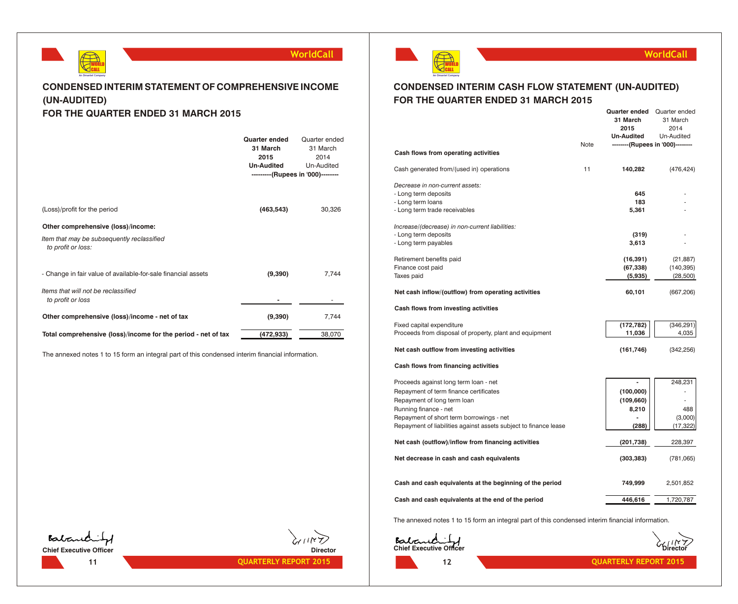# CONDENSED INTERIM STATEMENT OF COMPREHENSIVE INCOME (UN-AUDITED)
## FOR THE QUARTER ENDED 31 MARCH 2015

| | **Quarter ended 31 March 2015 Un-Audited** | Quarter ended 31 March 2014 Un-Audited |
|---|---|---|
| | ---------(Rupees in '000)-------- | |
| (Loss)/profit for the period | **(463,543)** | 30,326 |
| **Other comprehensive (loss)/income:** | | |
| *Item that may be subsequently reclassified to profit or loss:* | | |
| - Change in fair value of available-for-sale financial assets | **(9,390)** | 7,744 |
| *Items that will not be reclassified to profit or loss* | **-** | - |
| **Other comprehensive (loss)/income - net of tax** | **(9,390)** | 7,744 |
| **Total comprehensive (loss)/income for the period - net of tax** | **(472,933)** | 38,070 |

The annexed notes 1 to 15 form an integral part of this condensed interim financial information.

**Chief Executive Officer** **Director**

# CONDENSED INTERIM CASH FLOW STATEMENT (UN-AUDITED)
## FOR THE QUARTER ENDED 31 MARCH 2015

| | Note | **Quarter ended 31 March 2015 Un-Audited** | Quarter ended 31 March 2014 Un-Audited |
|---|---|---|---|
| | | --------(Rupees in '000)-------- | |
| **Cash flows from operating activities** | | | |
| Cash generated from/(used in) operations | 11 | **140,282** | (476,424) |
| *Decrease in non-current assets:* | | | |
| - Long term deposits | | **645** | - |
| - Long term loans | | **183** | - |
| - Long term trade receivables | | **5,361** | - |
| *Increase/(decrease) in non-current liabilities:* | | | |
| - Long term deposits | | **(319)** | - |
| - Long term payables | | **3,613** | - |
| Retirement benefits paid | | **(16,391)** | (21,887) |
| Finance cost paid | | **(67,338)** | (140,395) |
| Taxes paid | | **(5,935)** | (28,500) |
| **Net cash inflow/(outflow) from operating activities** | | **60,101** | (667,206) |
| **Cash flows from investing activities** | | | |
| Fixed capital expenditure | | **(172,782)** | (346,291) |
| Proceeds from disposal of property, plant and equipment | | **11,036** | 4,035 |
| **Net cash outflow from investing activities** | | **(161,746)** | (342,256) |
| **Cash flows from financing activities** | | | |
| Proceeds against long term loan - net | | **-** | 248,231 |
| Repayment of term finance certificates | | **(100,000)** | - |
| Repayment of long term loan | | **(109,660)** | - |
| Running finance - net | | **8,210** | 488 |
| Repayment of short term borrowings - net | | **-** | (3,000) |
| Repayment of liabilities against assets subject to finance lease | | **(288)** | (17,322) |
| **Net cash (outflow)/inflow from financing activities** | | **(201,738)** | 228,397 |
| **Net decrease in cash and cash equivalents** | | **(303,383)** | (781,065) |
| **Cash and cash equivalents at the beginning of the period** | | **749,999** | 2,501,852 |
| **Cash and cash equivalents at the end of the period** | | **446,616** | 1,720,787 |

The annexed notes 1 to 15 form an integral part of this condensed interim financial information.

**Chief Executive Officer** **Director**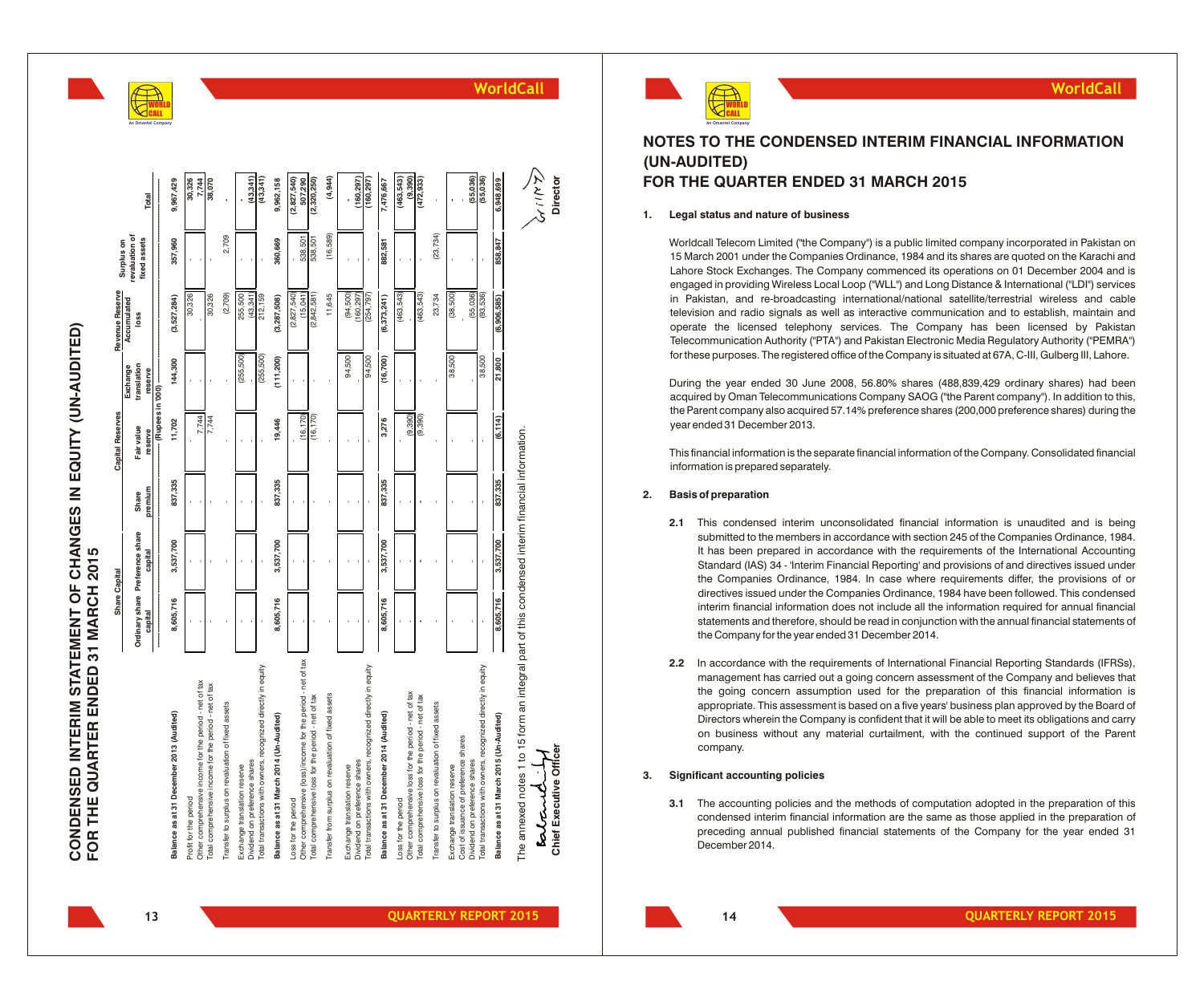# CONDENSED INTERIM STATEMENT OF CHANGES IN EQUITY (UN-AUDITED) FOR THE QUARTER ENDED 31 MARCH 2015

| | Share Capital | | Capital Reserves | | | Revenue Reserve | | |
|---|---|---|---|---|---|---|---|---|
| | Ordinary share capital | Preference share capital | Share premium | Fair value reserve | Exchange translation reserve | Accumulated loss | Surplus on revaluation of fixed assets | Total |
| | ----- (Rupees in '000) ----- | | | | | | | |
| **Balance as at 31 December 2013 (Audited)** | **8,605,716** | **3,537,700** | **837,335** | **11,702** | **144,300** | **(3,527,284)** | **357,960** | **9,967,429** |
| Profit for the period | - | - | - | - | - | 30,326 | - | 30,326 |
| Other comprehensive income for the period - net of tax | - | - | - | 7,744 | - | - | - | 7,744 |
| Total comprehensive income for the period - net of tax | - | - | - | 7,744 | - | 30,326 | - | 38,070 |
| Transfer to surplus on revaluation of fixed assets | - | - | - | - | - | (2,709) | 2,709 | - |
| Exchange translation reserve | - | - | - | - | (255,500) | 255,500 | - | - |
| Dividend on preference shares | - | - | - | - | - | (43,341) | - | (43,341) |
| Total transactions with owners, recognized directly in equity | - | - | - | - | (255,500) | 212,159 | - | (43,341) |
| **Balance as at 31 March 2014 (Un-Audited)** | **8,605,716** | **3,537,700** | **837,335** | **19,446** | **(111,200)** | **(3,287,508)** | **360,669** | **9,962,158** |
| Loss for the period | - | - | - | - | - | (2,827,540) | - | (2,827,540) |
| Other comprehensive (loss)/income for the period - net of tax | - | - | - | (16,170) | - | (15,041) | 538,501 | 507,290 |
| Total comprehensive loss for the period - net of tax | - | - | - | (16,170) | - | (2,842,581) | 538,501 | (2,320,250) |
| Transfer from surplus on revaluation of fixed assets | - | - | - | - | - | 11,645 | (16,589) | (4,944) |
| Exchange translation reserve | - | - | - | - | 94,500 | (94,500) | - | - |
| Dividend on preference shares | - | - | - | - | - | (160,297) | - | (160,297) |
| Total transactions with owners, recognized directly in equity | - | - | - | - | 94,500 | (254,797) | - | (160,297) |
| **Balance as at 31 December 2014 (Audited)** | **8,605,716** | **3,537,700** | **837,335** | **3,276** | **(16,700)** | **(6,373,241)** | **882,581** | **7,476,667** |
| Loss for the period | - | - | - | - | - | (463,543) | - | (463,543) |
| Other comprehensive loss for the period - net of tax | - | - | - | (9,390) | - | - | - | (9,390) |
| Total comprehensive loss for the period - net of tax | - | - | - | (9,390) | - | (463,543) | - | (472,933) |
| Transfer to surplus on revaluation of fixed assets | - | - | - | - | - | 23,734 | (23,734) | - |
| Exchange translation reserve | - | - | - | - | 38,500 | (38,500) | - | - |
| Cost of issuance of preference shares | - | - | - | - | - | - | - | - |
| Dividend on preference shares | - | - | - | - | - | (55,036) | - | (55,036) |
| Total transactions with owners, recognized directly in equity | - | - | - | - | 38,500 | (93,536) | - | (55,036) |
| **Balance as at 31 March 2015 (Un-Audited)** | **8,605,716** | **3,537,700** | **837,335** | **(6,114)** | **21,800** | **(6,906,585)** | **858,847** | **6,948,699** |

The annexed notes 1 to 15 form an integral part of this condensed interim financial information.

**Chief Executive Officer** **Director**

# NOTES TO THE CONDENSED INTERIM FINANCIAL INFORMATION (UN-AUDITED) FOR THE QUARTER ENDED 31 MARCH 2015

## 1. Legal status and nature of business

Worldcall Telecom Limited ("the Company") is a public limited company incorporated in Pakistan on 15 March 2001 under the Companies Ordinance, 1984 and its shares are quoted on the Karachi and Lahore Stock Exchanges. The Company commenced its operations on 01 December 2004 and is engaged in providing Wireless Local Loop ("WLL") and Long Distance & International ("LDI") services in Pakistan, and re-broadcasting international/national satellite/terrestrial wireless and cable television and radio signals as well as interactive communication and to establish, maintain and operate the licensed telephony services. The Company has been licensed by Pakistan Telecommunication Authority ("PTA") and Pakistan Electronic Media Regulatory Authority ("PEMRA") for these purposes. The registered office of the Company is situated at 67A, C-III, Gulberg III, Lahore.

During the year ended 30 June 2008, 56.80% shares (488,839,429 ordinary shares) had been acquired by Oman Telecommunications Company SAOG ("the Parent company"). In addition to this, the Parent company also acquired 57.14% preference shares (200,000 preference shares) during the year ended 31 December 2013.

This financial information is the separate financial information of the Company. Consolidated financial information is prepared separately.

## 2. Basis of preparation

**2.1** This condensed interim unconsolidated financial information is unaudited and is being submitted to the members in accordance with section 245 of the Companies Ordinance, 1984. It has been prepared in accordance with the requirements of the International Accounting Standard (IAS) 34 - 'Interim Financial Reporting' and provisions of and directives issued under the Companies Ordinance, 1984. In case where requirements differ, the provisions of or directives issued under the Companies Ordinance, 1984 have been followed. This condensed interim financial information does not include all the information required for annual financial statements and therefore, should be read in conjunction with the annual financial statements of the Company for the year ended 31 December 2014.

**2.2** In accordance with the requirements of International Financial Reporting Standards (IFRSs), management has carried out a going concern assessment of the Company and believes that the going concern assumption used for the preparation of this financial information is appropriate. This assessment is based on a five years' business plan approved by the Board of Directors wherein the Company is confident that it will be able to meet its obligations and carry on business without any material curtailment, with the continued support of the Parent company.

## 3. Significant accounting policies

**3.1** The accounting policies and the methods of computation adopted in the preparation of this condensed interim financial information are the same as those applied in the preparation of preceding annual published financial statements of the Company for the year ended 31 December 2014.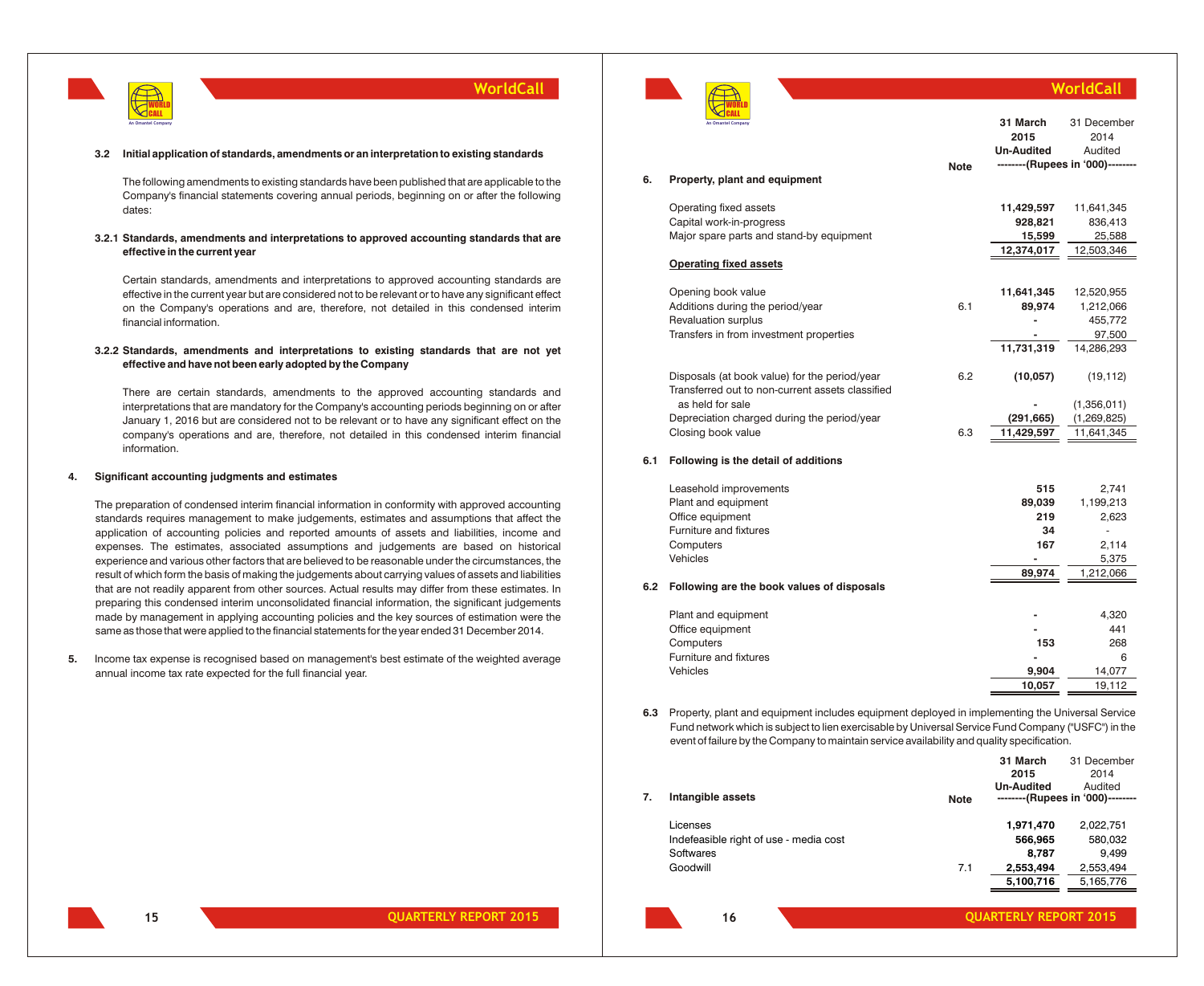### 3.2 Initial application of standards, amendments or an interpretation to existing standards

The following amendments to existing standards have been published that are applicable to the Company's financial statements covering annual periods, beginning on or after the following dates:

#### 3.2.1 Standards, amendments and interpretations to approved accounting standards that are effective in the current year

Certain standards, amendments and interpretations to approved accounting standards are effective in the current year but are considered not to be relevant or to have any significant effect on the Company's operations and are, therefore, not detailed in this condensed interim financial information.

#### 3.2.2 Standards, amendments and interpretations to existing standards that are not yet effective and have not been early adopted by the Company

There are certain standards, amendments to the approved accounting standards and interpretations that are mandatory for the Company's accounting periods beginning on or after January 1, 2016 but are considered not to be relevant or to have any significant effect on the company's operations and are, therefore, not detailed in this condensed interim financial information.

### 4. Significant accounting judgments and estimates

The preparation of condensed interim financial information in conformity with approved accounting standards requires management to make judgements, estimates and assumptions that affect the application of accounting policies and reported amounts of assets and liabilities, income and expenses. The estimates, associated assumptions and judgements are based on historical experience and various other factors that are believed to be reasonable under the circumstances, the result of which form the basis of making the judgements about carrying values of assets and liabilities that are not readily apparent from other sources. Actual results may differ from these estimates. In preparing this condensed interim unconsolidated financial information, the significant judgements made by management in applying accounting policies and the key sources of estimation were the same as those that were applied to the financial statements for the year ended 31 December 2014.

5. Income tax expense is recognised based on management's best estimate of the weighted average annual income tax rate expected for the full financial year.

| | Note | 31 March 2015 Un-Audited | 31 December 2014 Audited |
|---|---|---|---|
| | | --------(Rupees in '000)-------- | |
| **6. Property, plant and equipment** | | | |
| Operating fixed assets | | **11,429,597** | 11,641,345 |
| Capital work-in-progress | | **928,821** | 836,413 |
| Major spare parts and stand-by equipment | | **15,599** | 25,588 |
| | | **12,374,017** | 12,503,346 |
| **Operating fixed assets** | | | |
| Opening book value | | **11,641,345** | 12,520,955 |
| Additions during the period/year | 6.1 | **89,974** | 1,212,066 |
| Revaluation surplus | | **-** | 455,772 |
| Transfers in from investment properties | | **-** | 97,500 |
| | | **11,731,319** | 14,286,293 |
| Disposals (at book value) for the period/year | 6.2 | **(10,057)** | (19,112) |
| Transferred out to non-current assets classified as held for sale | | **-** | (1,356,011) |
| Depreciation charged during the period/year | | **(291,665)** | (1,269,825) |
| Closing book value | 6.3 | **11,429,597** | 11,641,345 |

**6.1 Following is the detail of additions**

| | | 31 March 2015 | 31 December 2014 |
|---|---|---|---|
| Leasehold improvements | | **515** | 2,741 |
| Plant and equipment | | **89,039** | 1,199,213 |
| Office equipment | | **219** | 2,623 |
| Furniture and fixtures | | **34** | - |
| Computers | | **167** | 2,114 |
| Vehicles | | **-** | 5,375 |
| | | **89,974** | 1,212,066 |

**6.2 Following are the book values of disposals**

| | | 31 March 2015 | 31 December 2014 |
|---|---|---|---|
| Plant and equipment | | **-** | 4,320 |
| Office equipment | | **-** | 441 |
| Computers | | **153** | 268 |
| Furniture and fixtures | | **-** | 6 |
| Vehicles | | **9,904** | 14,077 |
| | | **10,057** | 19,112 |

**6.3** Property, plant and equipment includes equipment deployed in implementing the Universal Service Fund network which is subject to lien exercisable by Universal Service Fund Company ("USFC") in the event of failure by the Company to maintain service availability and quality specification.

| | Note | 31 March 2015 Un-Audited | 31 December 2014 Audited |
|---|---|---|---|
| **7. Intangible assets** | | --------(Rupees in '000)-------- | |
| Licenses | | **1,971,470** | 2,022,751 |
| Indefeasible right of use - media cost | | **566,965** | 580,032 |
| Softwares | | **8,787** | 9,499 |
| Goodwill | 7.1 | **2,553,494** | 2,553,494 |
| | | **5,100,716** | 5,165,776 |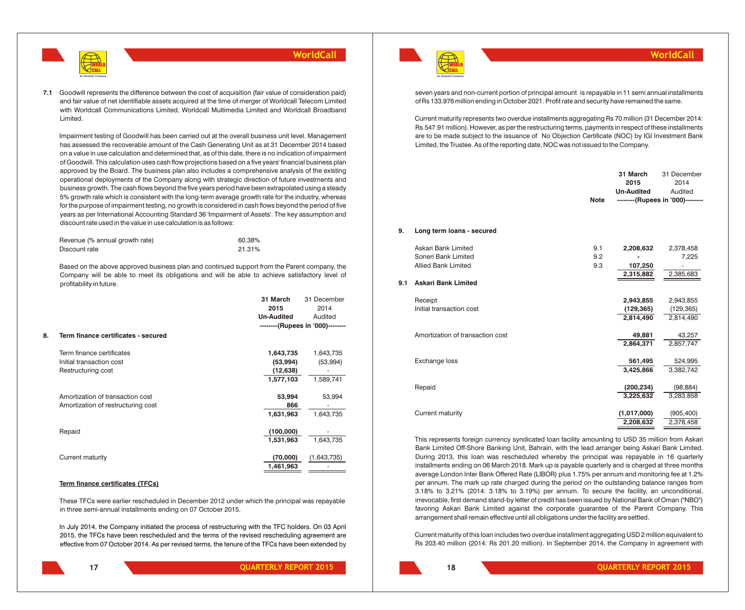**7.1** Goodwill represents the difference between the cost of acquisition (fair value of consideration paid) and fair value of net identifiable assets acquired at the time of merger of Worldcall Telecom Limited with Worldcall Communications Limited, Worldcall Multimedia Limited and Worldcall Broadband Limited.

Impairment testing of Goodwill has been carried out at the overall business unit level. Management has assessed the recoverable amount of the Cash Generating Unit as at 31 December 2014 based on a value in use calculation and determined that, as of this date, there is no indication of impairment of Goodwill. This calculation uses cash flow projections based on a five years' financial business plan approved by the Board. The business plan also includes a comprehensive analysis of the existing operational deployments of the Company along with strategic direction of future investments and business growth. The cash flows beyond the five years period have been extrapolated using a steady 5% growth rate which is consistent with the long-term average growth rate for the industry, whereas for the purpose of impairment testing, no growth is considered in cash flows beyond the period of five years as per International Accounting Standard 36 'Impairment of Assets'. The key assumption and discount rate used in the value in use calculation is as follows:

| | |
|---|---|
| Revenue (% annual growth rate) | 60.38% |
| Discount rate | 21.31% |

Based on the above approved business plan and continued support from the Parent company, the Company will be able to meet its obligations and will be able to achieve satisfactory level of profitability in future.

| | **31 March 2015 Un-Audited** | 31 December 2014 Audited |
|---|---|---|
| | --------(Rupees in '000)-------- | |
| **8. Term finance certificates - secured** | | |
| Term finance certificates | **1,643,735** | 1,643,735 |
| Initial transaction cost | **(53,994)** | (53,994) |
| Restructuring cost | **(12,638)** | - |
| | **1,577,103** | 1,589,741 |
| Amortization of transaction cost | **53,994** | 53,994 |
| Amortization of restructuring cost | **866** | - |
| | **1,631,963** | 1,643,735 |
| Repaid | **(100,000)** | - |
| | **1,531,963** | 1,643,735 |
| Current maturity | **(70,000)** | (1,643,735) |
| | **1,461,963** | - |

**Term finance certificates (TFCs)**

These TFCs were earlier rescheduled in December 2012 under which the principal was repayable in three semi-annual installments ending on 07 October 2015.

In July 2014, the Company initiated the process of restructuring with the TFC holders. On 03 April 2015, the TFCs have been rescheduled and the terms of the revised rescheduling agreement are effective from 07 October 2014. As per revised terms, the tenure of the TFCs have been extended by seven years and non-current portion of principal amount is repayable in 11 semi annual installments of Rs 133.976 million ending in October 2021. Profit rate and security have remained the same.

Current maturity represents two overdue installments aggregating Rs 70 million (31 December 2014: Rs.547.91 million). However, as per the restructuring terms, payments in respect of these installments are to be made subject to the issuance of No Objection Certificate (NOC) by IGI Investment Bank Limited, the Trustee. As of the reporting date, NOC was not issued to the Company.

| | Note | **31 March 2015 Un-Audited** | 31 December 2014 Audited |
|---|---|---|---|
| | | --------(Rupees in '000)-------- | |
| **9. Long term loans - secured** | | | |
| Askari Bank Limited | 9.1 | **2,208,632** | 2,378,458 |
| Soneri Bank Limited | 9.2 | **-** | 7,225 |
| Allied Bank Limited | 9.3 | **107,250** | - |
| | | **2,315,882** | 2,385,683 |
| **9.1 Askari Bank Limited** | | | |
| Receipt | | **2,943,855** | 2,943,855 |
| Initial transaction cost | | **(129,365)** | (129,365) |
| | | **2,814,490** | 2,814,490 |
| Amortization of transaction cost | | **49,881** | 43,257 |
| | | **2,864,371** | 2,857,747 |
| Exchange loss | | **561,495** | 524,995 |
| | | **3,425,866** | 3,382,742 |
| Repaid | | **(200,234)** | (98,884) |
| | | **3,225,632** | 3,283,858 |
| Current maturity | | **(1,017,000)** | (905,400) |
| | | **2,208,632** | 2,378,458 |

This represents foreign currency syndicated loan facility amounting to USD 35 million from Askari Bank Limited Off-Shore Banking Unit, Bahrain, with the lead arranger being Askari Bank Limited. During 2013, this loan was rescheduled whereby the principal was repayable in 16 quarterly installments ending on 06 March 2018. Mark up is payable quarterly and is charged at three months average London Inter Bank Offered Rate (LIBOR) plus 1.75% per annum and monitoring fee at 1.2% per annum. The mark up rate charged during the period on the outstanding balance ranges from 3.18% to 3.21% (2014: 3.18% to 3.19%) per annum. To secure the facility, an unconditional, irrevocable, first demand stand-by letter of credit has been issued by National Bank of Oman ("NBO") favoring Askari Bank Limited against the corporate guarantee of the Parent Company. This arrangement shall remain effective until all obligations under the facility are settled.

Current maturity of this loan includes two overdue installment aggregating USD 2 million equivalent to Rs 203.40 million (2014: Rs 201.20 million). In September 2014, the Company in agreement with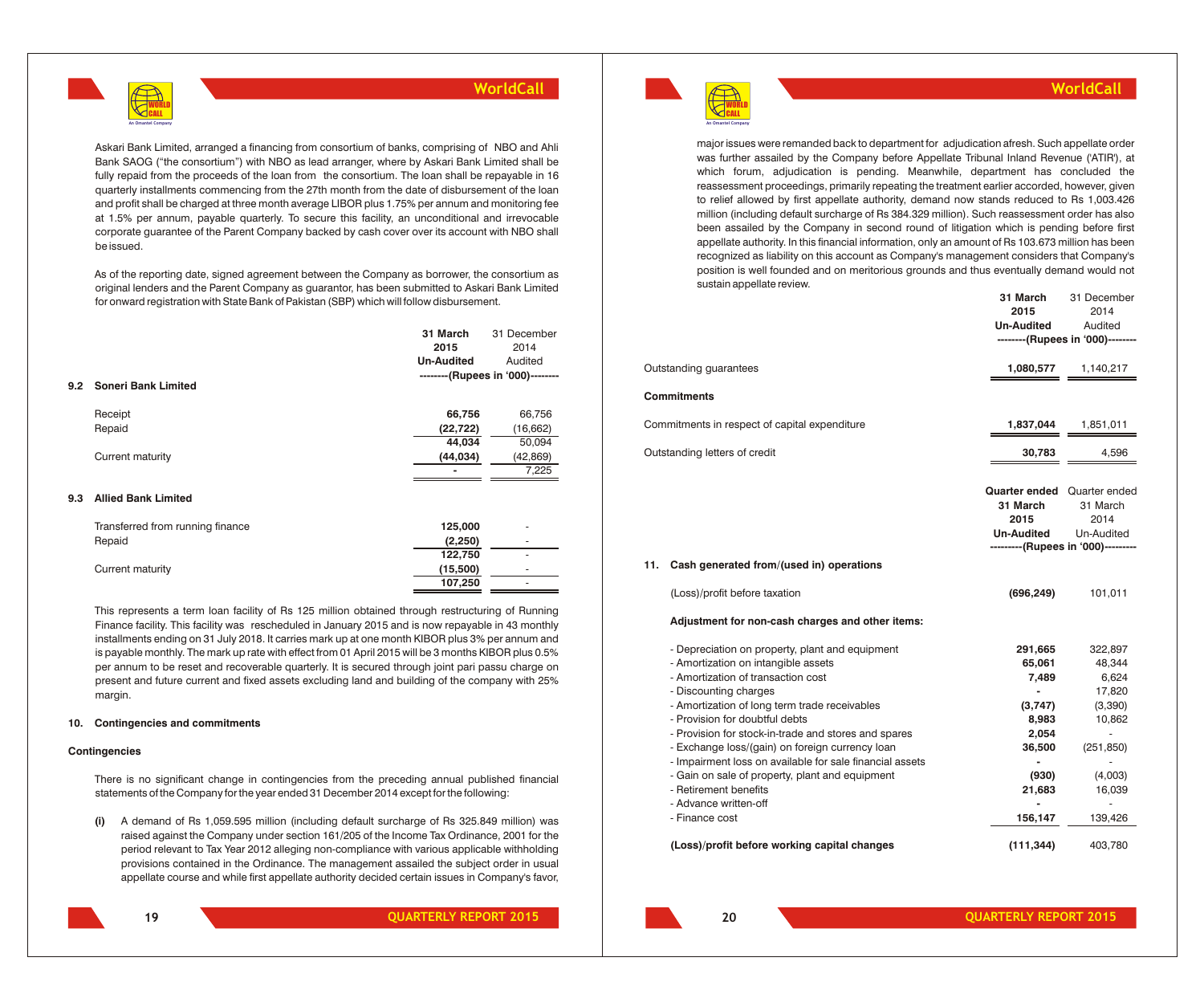Askari Bank Limited, arranged a financing from consortium of banks, comprising of NBO and Ahli Bank SAOG ("the consortium") with NBO as lead arranger, where by Askari Bank Limited shall be fully repaid from the proceeds of the loan from the consortium. The loan shall be repayable in 16 quarterly installments commencing from the 27th month from the date of disbursement of the loan and profit shall be charged at three month average LIBOR plus 1.75% per annum and monitoring fee at 1.5% per annum, payable quarterly. To secure this facility, an unconditional and irrevocable corporate guarantee of the Parent Company backed by cash cover over its account with NBO shall be issued.

As of the reporting date, signed agreement between the Company as borrower, the consortium as original lenders and the Parent Company as guarantor, has been submitted to Askari Bank Limited for onward registration with State Bank of Pakistan (SBP) which will follow disbursement.

| | **31 March 2015 Un-Audited** | 31 December 2014 Audited |
|---|---|---|
| | --------(Rupees in '000)-------- | |
| **9.2 Soneri Bank Limited** | | |
| Receipt | **66,756** | 66,756 |
| Repaid | **(22,722)** | (16,662) |
| | **44,034** | 50,094 |
| Current maturity | **(44,034)** | (42,869) |
| | **-** | 7,225 |
| **9.3 Allied Bank Limited** | | |
| Transferred from running finance | **125,000** | - |
| Repaid | **(2,250)** | - |
| | **122,750** | - |
| Current maturity | **(15,500)** | - |
| | **107,250** | - |

This represents a term loan facility of Rs 125 million obtained through restructuring of Running Finance facility. This facility was rescheduled in January 2015 and is now repayable in 43 monthly installments ending on 31 July 2018. It carries mark up at one month KIBOR plus 3% per annum and is payable monthly. The mark up rate with effect from 01 April 2015 will be 3 months KIBOR plus 0.5% per annum to be reset and recoverable quarterly. It is secured through joint pari passu charge on present and future current and fixed assets excluding land and building of the company with 25% margin.

**10. Contingencies and commitments**

**Contingencies**

There is no significant change in contingencies from the preceding annual published financial statements of the Company for the year ended 31 December 2014 except for the following:

**(i)** A demand of Rs 1,059.595 million (including default surcharge of Rs 325.849 million) was raised against the Company under section 161/205 of the Income Tax Ordinance, 2001 for the period relevant to Tax Year 2012 alleging non-compliance with various applicable withholding provisions contained in the Ordinance. The management assailed the subject order in usual appellate course and while first appellate authority decided certain issues in Company's favor, major issues were remanded back to department for adjudication afresh. Such appellate order was further assailed by the Company before Appellate Tribunal Inland Revenue ('ATIR'), at which forum, adjudication is pending. Meanwhile, department has concluded the reassessment proceedings, primarily repeating the treatment earlier accorded, however, given to relief allowed by first appellate authority, demand now stands reduced to Rs 1,003.426 million (including default surcharge of Rs 384.329 million). Such reassessment order has also been assailed by the Company in second round of litigation which is pending before first appellate authority. In this financial information, only an amount of Rs 103.673 million has been recognized as liability on this account as Company's management considers that Company's position is well founded and on meritorious grounds and thus eventually demand would not sustain appellate review.

| | **31 March 2015 Un-Audited** | 31 December 2014 Audited |
|---|---|---|
| | --------(Rupees in '000)-------- | |
| Outstanding guarantees | **1,080,577** | 1,140,217 |
| **Commitments** | | |
| Commitments in respect of capital expenditure | **1,837,044** | 1,851,011 |
| Outstanding letters of credit | **30,783** | 4,596 |

| | **Quarter ended 31 March 2015 Un-Audited** | Quarter ended 31 March 2014 Un-Audited |
|---|---|---|
| | ---------(Rupees in '000)--------- | |
| **11. Cash generated from/(used in) operations** | | |
| (Loss)/profit before taxation | **(696,249)** | 101,011 |
| **Adjustment for non-cash charges and other items:** | | |
| - Depreciation on property, plant and equipment | **291,665** | 322,897 |
| - Amortization on intangible assets | **65,061** | 48,344 |
| - Amortization of transaction cost | **7,489** | 6,624 |
| - Discounting charges | **-** | 17,820 |
| - Amortization of long term trade receivables | **(3,747)** | (3,390) |
| - Provision for doubtful debts | **8,983** | 10,862 |
| - Provision for stock-in-trade and stores and spares | **2,054** | - |
| - Exchange loss/(gain) on foreign currency loan | **36,500** | (251,850) |
| - Impairment loss on available for sale financial assets | **-** | - |
| - Gain on sale of property, plant and equipment | **(930)** | (4,003) |
| - Retirement benefits | **21,683** | 16,039 |
| - Advance written-off | **-** | - |
| - Finance cost | **156,147** | 139,426 |
| **(Loss)/profit before working capital changes** | **(111,344)** | 403,780 |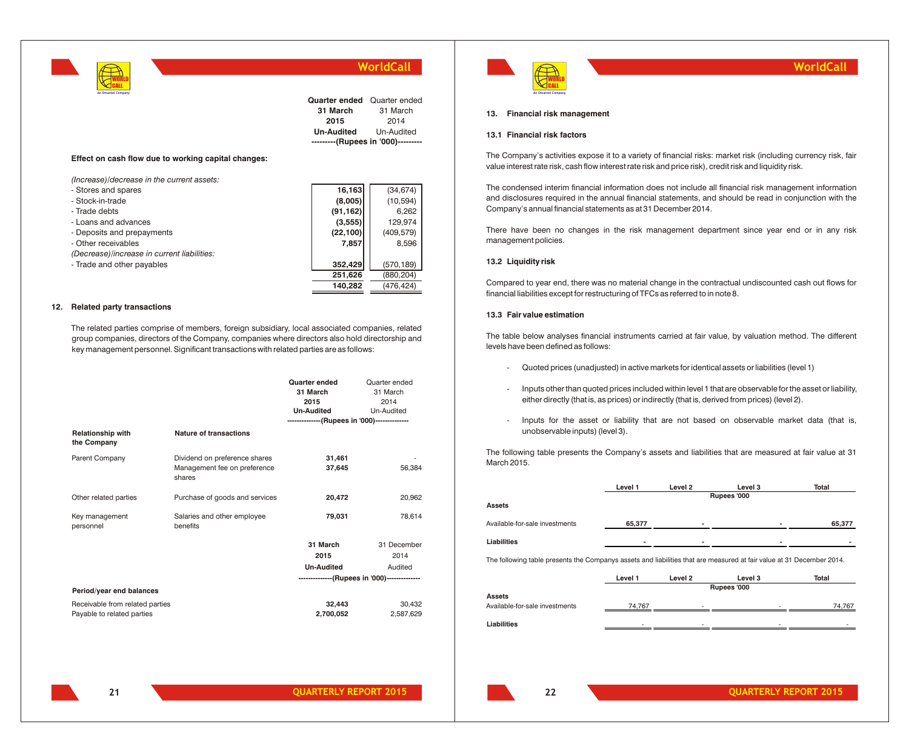| | Quarter ended 31 March 2015 Un-Audited | Quarter ended 31 March 2014 Un-Audited |
|---|---|---|
| | ---------(Rupees in '000)--------- | |
| **Effect on cash flow due to working capital changes:** | | |
| *(Increase)/decrease in the current assets:* | | |
| - Stores and spares | **16,163** | (34,674) |
| - Stock-in-trade | **(8,005)** | (10,594) |
| - Trade debts | **(91,162)** | 6,262 |
| - Loans and advances | **(3,555)** | 129,974 |
| - Deposits and prepayments | **(22,100)** | (409,579) |
| - Other receivables | **7,857** | 8,596 |
| *(Decrease)/increase in current liabilities:* | | |
| - Trade and other payables | **352,429** | (570,189) |
| | **251,626** | (880,204) |
| | **140,282** | (476,424) |

## 12. Related party transactions

The related parties comprise of members, foreign subsidiary, local associated companies, related group companies, directors of the Company, companies where directors also hold directorship and key management personnel. Significant transactions with related parties are as follows:

| Relationship with the Company | Nature of transactions | Quarter ended 31 March 2015 Un-Audited | Quarter ended 31 March 2014 Un-Audited |
|---|---|---|---|
| | | --------------(Rupees in '000)-------------- | |
| Parent Company | Dividend on preference shares | **31,461** | - |
| | Management fee on preference shares | **37,645** | 56,384 |
| Other related parties | Purchase of goods and services | **20,472** | 20,962 |
| Key management personnel | Salaries and other employee benefits | **79,031** | 78,614 |

| | 31 March 2015 Un-Audited | 31 December 2014 Audited |
|---|---|---|
| | --------------(Rupees in '000)-------------- | |
| **Period/year end balances** | | |
| Receivable from related parties | **32,443** | 30,432 |
| Payable to related parties | **2,700,052** | 2,587,629 |

## 13. Financial risk management

### 13.1 Financial risk factors

The Company's activities expose it to a variety of financial risks: market risk (including currency risk, fair value interest rate risk, cash flow interest rate risk and price risk), credit risk and liquidity risk.

The condensed interim financial information does not include all financial risk management information and disclosures required in the annual financial statements, and should be read in conjunction with the Company's annual financial statements as at 31 December 2014.

There have been no changes in the risk management department since year end or in any risk management policies.

### 13.2 Liquidity risk

Compared to year end, there was no material change in the contractual undiscounted cash out flows for financial liabilities except for restructuring of TFCs as referred to in note 8.

### 13.3 Fair value estimation

The table below analyses financial instruments carried at fair value, by valuation method. The different levels have been defined as follows:

- Quoted prices (unadjusted) in active markets for identical assets or liabilities (level 1)
- Inputs other than quoted prices included within level 1 that are observable for the asset or liability, either directly (that is, as prices) or indirectly (that is, derived from prices) (level 2).
- Inputs for the asset or liability that are not based on observable market data (that is, unobservable inputs) (level 3).

The following table presents the Company's assets and liabilities that are measured at fair value at 31 March 2015.

| | Level 1 | Level 2 | Level 3 | Total |
|---|---|---|---|---|
| | Rupees '000 | | | |
| **Assets** | | | | |
| Available-for-sale investments | **65,377** | **-** | **-** | **65,377** |
| **Liabilities** | **-** | **-** | **-** | **-** |

The following table presents the Companys assets and liabilities that are measured at fair value at 31 December 2014.

| | Level 1 | Level 2 | Level 3 | Total |
|---|---|---|---|---|
| | Rupees '000 | | | |
| **Assets** | | | | |
| Available-for-sale investments | 74,767 | - | - | 74,767 |
| **Liabilities** | - | - | - | - |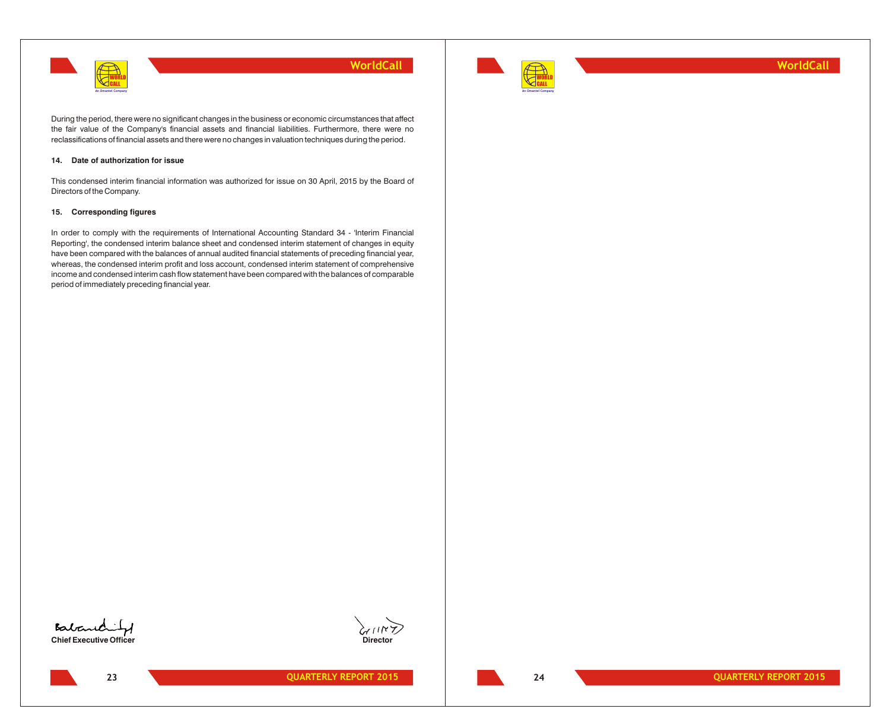During the period, there were no significant changes in the business or economic circumstances that affect the fair value of the Company's financial assets and financial liabilities. Furthermore, there were no reclassifications of financial assets and there were no changes in valuation techniques during the period.

### 14. Date of authorization for issue

This condensed interim financial information was authorized for issue on 30 April, 2015 by the Board of Directors of the Company.

### 15. Corresponding figures

In order to comply with the requirements of International Accounting Standard 34 - 'Interim Financial Reporting', the condensed interim balance sheet and condensed interim statement of changes in equity have been compared with the balances of annual audited financial statements of preceding financial year, whereas, the condensed interim profit and loss account, condensed interim statement of comprehensive income and condensed interim cash flow statement have been compared with the balances of comparable period of immediately preceding financial year.

**Chief Executive Officer** | **Director**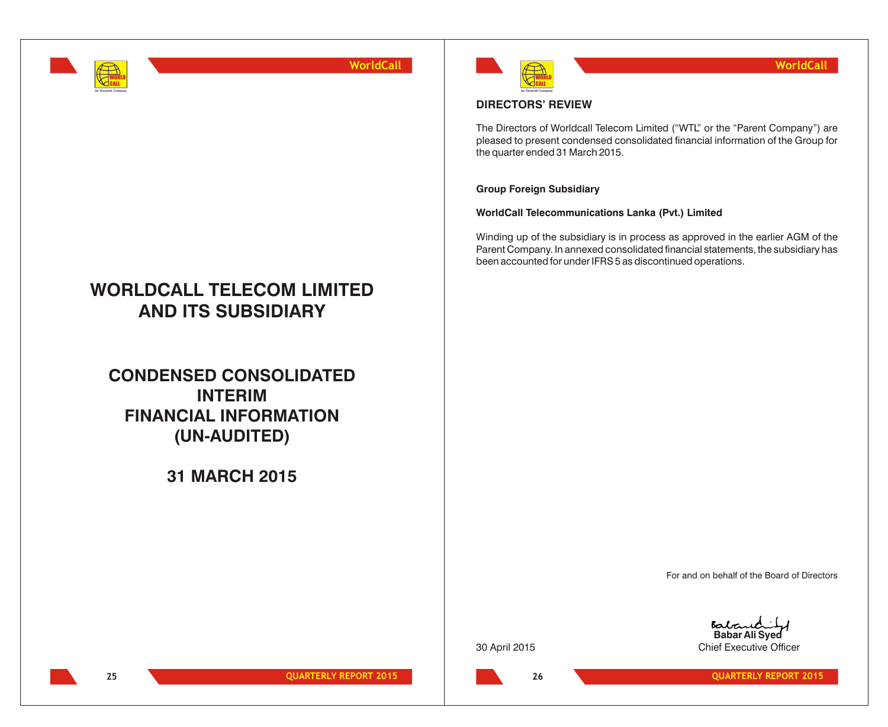# WORLDCALL TELECOM LIMITED AND ITS SUBSIDIARY

## CONDENSED CONSOLIDATED INTERIM FINANCIAL INFORMATION (UN-AUDITED)

## 31 MARCH 2015

## DIRECTORS' REVIEW

The Directors of Worldcall Telecom Limited ("WTL" or the "Parent Company") are pleased to present condensed consolidated financial information of the Group for the quarter ended 31 March 2015.

**Group Foreign Subsidiary**

**WorldCall Telecommunications Lanka (Pvt.) Limited**

Winding up of the subsidiary is in process as approved in the earlier AGM of the Parent Company. In annexed consolidated financial statements, the subsidiary has been accounted for under IFRS 5 as discontinued operations.

For and on behalf of the Board of Directors

**Babar Ali Syed**
Chief Executive Officer

30 April 2015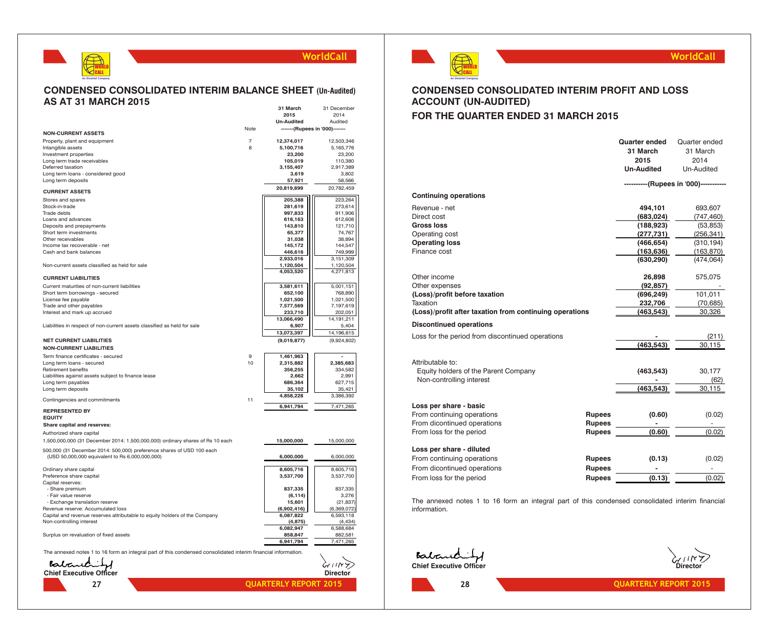## CONDENSED CONSOLIDATED INTERIM BALANCE SHEET (Un-Audited) AS AT 31 MARCH 2015

| | Note | 31 March 2015 Un-Audited | 31 December 2014 Audited |
|---|---|---|---|
| | | -------(Rupees in '000)------- | |
| **NON-CURRENT ASSETS** | | | |
| Property, plant and equipment | 7 | 12,374,017 | 12,503,346 |
| Intangible assets | 8 | 5,100,716 | 5,165,776 |
| Investment properties | | 23,200 | 23,200 |
| Long term trade receivables | | 105,019 | 110,380 |
| Deferred taxation | | 3,155,407 | 2,917,389 |
| Long term loans - considered good | | 3,619 | 3,802 |
| Long term deposits | | 57,921 | 58,566 |
| | | 20,819,899 | 20,782,459 |
| **CURRENT ASSETS** | | | |
| Stores and spares | | 205,388 | 223,264 |
| Stock-in-trade | | 281,619 | 273,614 |
| Trade debts | | 997,833 | 911,906 |
| Loans and advances | | 616,163 | 612,608 |
| Deposits and prepayments | | 143,810 | 121,710 |
| Short term investments | | 65,377 | 74,767 |
| Other receivables | | 31,038 | 38,894 |
| Income tax recoverable - net | | 145,172 | 144,547 |
| Cash and bank balances | | 446,616 | 749,999 |
| | | 2,933,016 | 3,151,309 |
| Non-current assets classified as held for sale | | 1,120,504 | 1,120,504 |
| | | 4,053,520 | 4,271,813 |
| **CURRENT LIABILITIES** | | | |
| Current maturities of non-current liabilities | | 3,581,611 | 5,001,151 |
| Short term borrowings - secured | | 652,100 | 768,890 |
| License fee payable | | 1,021,500 | 1,021,500 |
| Trade and other payables | | 7,577,569 | 7,197,619 |
| Interest and mark up accrued | | 233,710 | 202,051 |
| | | 13,066,490 | 14,191,211 |
| Liabilities in respect of non-current assets classified as held for sale | | 6,907 | 5,404 |
| | | 13,073,397 | 14,196,615 |
| **NET CURRENT LIABILITIES** | | (9,019,877) | (9,924,802) |
| **NON-CURRENT LIABILITIES** | | | |
| Term finance certificates - secured | 9 | 1,461,963 | - |
| Long term loans - secured | 10 | 2,315,882 | 2,385,683 |
| Retirement benefits | | 356,255 | 334,582 |
| Liabilities against assets subject to finance lease | | 2,662 | 2,991 |
| Long term payables | | 686,364 | 627,715 |
| Long term deposits | | 35,102 | 35,421 |
| | | 4,858,228 | 3,386,392 |
| Contingencies and commitments | 11 | | |
| | | 6,941,794 | 7,471,265 |
| **REPRESENTED BY** | | | |
| **EQUITY** | | | |
| **Share capital and reserves:** | | | |
| Authorized share capital | | | |
| 1,500,000,000 (31 December 2014: 1,500,000,000) ordinary shares of Rs 10 each | | 15,000,000 | 15,000,000 |
| 500,000 (31 December 2014: 500,000) preference shares of USD 100 each (USD 50,000,000 equivalent to Rs 6,000,000,000) | | 6,000,000 | 6,000,000 |
| Ordinary share capital | | 8,605,716 | 8,605,716 |
| Preference share capital | | 3,537,700 | 3,537,700 |
| Capital reserves: | | | |
| - Share premium | | 837,335 | 837,335 |
| - Fair value reserve | | (6,114) | 3,276 |
| - Exchange translation reserve | | 15,601 | (21,837) |
| Revenue reserve: Accumulated loss | | (6,902,416) | (6,369,072) |
| Capital and revenue reserves attributable to equity holders of the Company | | 6,087,822 | 6,593,118 |
| Non-controlling interest | | (4,875) | (4,434) |
| | | 6,082,947 | 6,588,684 |
| Surplus on revaluation of fixed assets | | 858,847 | 882,581 |
| | | 6,941,794 | 7,471,265 |

The annexed notes 1 to 16 form an integral part of this condensed consolidated interim financial information.

Chief Executive Officer

Director

## CONDENSED CONSOLIDATED INTERIM PROFIT AND LOSS ACCOUNT (UN-AUDITED) FOR THE QUARTER ENDED 31 MARCH 2015

| | | Quarter ended 31 March 2015 Un-Audited | Quarter ended 31 March 2014 Un-Audited |
|---|---|---|---|
| | | ----------(Rupees in '000)---------- | |
| **Continuing operations** | | | |
| Revenue - net | | 494,101 | 693,607 |
| Direct cost | | (683,024) | (747,460) |
| **Gross loss** | | (188,923) | (53,853) |
| Operating cost | | (277,731) | (256,341) |
| **Operating loss** | | (466,654) | (310,194) |
| Finance cost | | (163,636) | (163,870) |
| | | (630,290) | (474,064) |
| Other income | | 26,898 | 575,075 |
| Other expenses | | (92,857) | - |
| **(Loss)/profit before taxation** | | (696,249) | 101,011 |
| Taxation | | 232,706 | (70,685) |
| **(Loss)/profit after taxation from continuing operations** | | (463,543) | 30,326 |
| **Discontinued operations** | | | |
| Loss for the period from discontinued operations | | - | (211) |
| | | (463,543) | 30,115 |
| Attributable to: | | | |
| Equity holders of the Parent Company | | (463,543) | 30,177 |
| Non-controlling interest | | - | (62) |
| | | (463,543) | 30,115 |
| **Loss per share - basic** | | | |
| From continuing operations | Rupees | (0.60) | (0.02) |
| From dicontinued operations | Rupees | - | - |
| From loss for the period | Rupees | (0.60) | (0.02) |
| **Loss per share - diluted** | | | |
| From continuing operations | Rupees | (0.13) | (0.02) |
| From dicontinued operations | Rupees | - | - |
| From loss for the period | Rupees | (0.13) | (0.02) |

The annexed notes 1 to 16 an integral part of this condensed consolidated interim financial information.

Chief Executive Officer

Director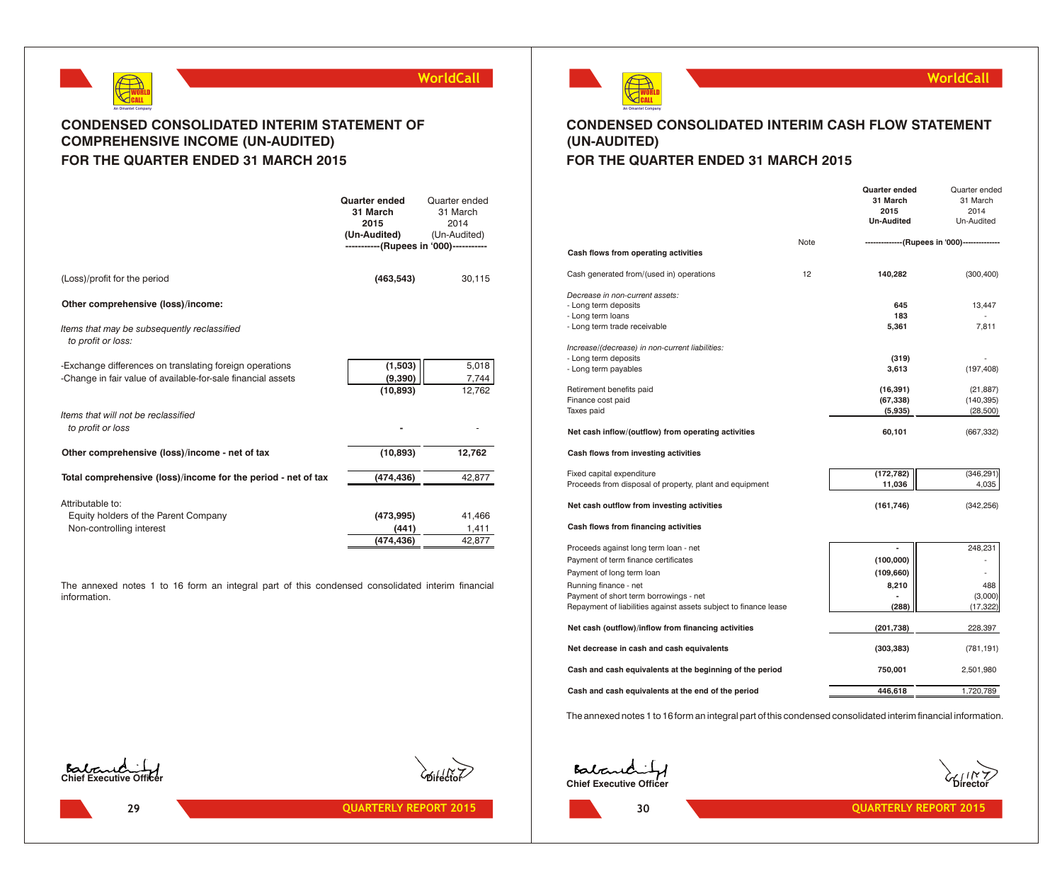# CONDENSED CONSOLIDATED INTERIM STATEMENT OF COMPREHENSIVE INCOME (UN-AUDITED)
## FOR THE QUARTER ENDED 31 MARCH 2015

| | Quarter ended 31 March 2015 (Un-Audited) | Quarter ended 31 March 2014 (Un-Audited) |
|---|---|---|
| | -----------(Rupees in '000)----------- | |
| (Loss)/profit for the period | **(463,543)** | 30,115 |
| **Other comprehensive (loss)/income:** | | |
| *Items that may be subsequently reclassified to profit or loss:* | | |
| -Exchange differences on translating foreign operations | **(1,503)** | 5,018 |
| -Change in fair value of available-for-sale financial assets | **(9,390)** | 7,744 |
| | **(10,893)** | 12,762 |
| *Items that will not be reclassified to profit or loss* | **-** | - |
| **Other comprehensive (loss)/income - net of tax** | **(10,893)** | **12,762** |
| **Total comprehensive (loss)/income for the period - net of tax** | **(474,436)** | 42,877 |
| Attributable to: | | |
| Equity holders of the Parent Company | **(473,995)** | 41,466 |
| Non-controlling interest | **(441)** | 1,411 |
| | **(474,436)** | 42,877 |

The annexed notes 1 to 16 form an integral part of this condensed consolidated interim financial information.

Chief Executive Officer

Director

# CONDENSED CONSOLIDATED INTERIM CASH FLOW STATEMENT (UN-AUDITED)
## FOR THE QUARTER ENDED 31 MARCH 2015

| | Note | Quarter ended 31 March 2015 Un-Audited | Quarter ended 31 March 2014 Un-Audited |
|---|---|---|---|
| | | -------------(Rupees in '000)------------- | |
| **Cash flows from operating activities** | | | |
| Cash generated from/(used in) operations | 12 | **140,282** | (300,400) |
| *Decrease in non-current assets:* | | | |
| - Long term deposits | | **645** | 13,447 |
| - Long term loans | | **183** | - |
| - Long term trade receivable | | **5,361** | 7,811 |
| *Increase/(decrease) in non-current liabilities:* | | | |
| - Long term deposits | | **(319)** | - |
| - Long term payables | | **3,613** | (197,408) |
| Retirement benefits paid | | **(16,391)** | (21,887) |
| Finance cost paid | | **(67,338)** | (140,395) |
| Taxes paid | | **(5,935)** | (28,500) |
| **Net cash inflow/(outflow) from operating activities** | | **60,101** | (667,332) |
| **Cash flows from investing activities** | | | |
| Fixed capital expenditure | | **(172,782)** | (346,291) |
| Proceeds from disposal of property, plant and equipment | | **11,036** | 4,035 |
| **Net cash outflow from investing activities** | | **(161,746)** | (342,256) |
| **Cash flows from financing activities** | | | |
| Proceeds against long term loan - net | | **-** | 248,231 |
| Payment of term finance certificates | | **(100,000)** | - |
| Payment of long term loan | | **(109,660)** | - |
| Running finance - net | | **8,210** | 488 |
| Payment of short term borrowings - net | | **-** | (3,000) |
| Repayment of liabilities against assets subject to finance lease | | **(288)** | (17,322) |
| **Net cash (outflow)/inflow from financing activities** | | **(201,738)** | 228,397 |
| **Net decrease in cash and cash equivalents** | | **(303,383)** | (781,191) |
| **Cash and cash equivalents at the beginning of the period** | | **750,001** | 2,501,980 |
| **Cash and cash equivalents at the end of the period** | | **446,618** | 1,720,789 |

The annexed notes 1 to 16 form an integral part of this condensed consolidated interim financial information.

Chief Executive Officer

Director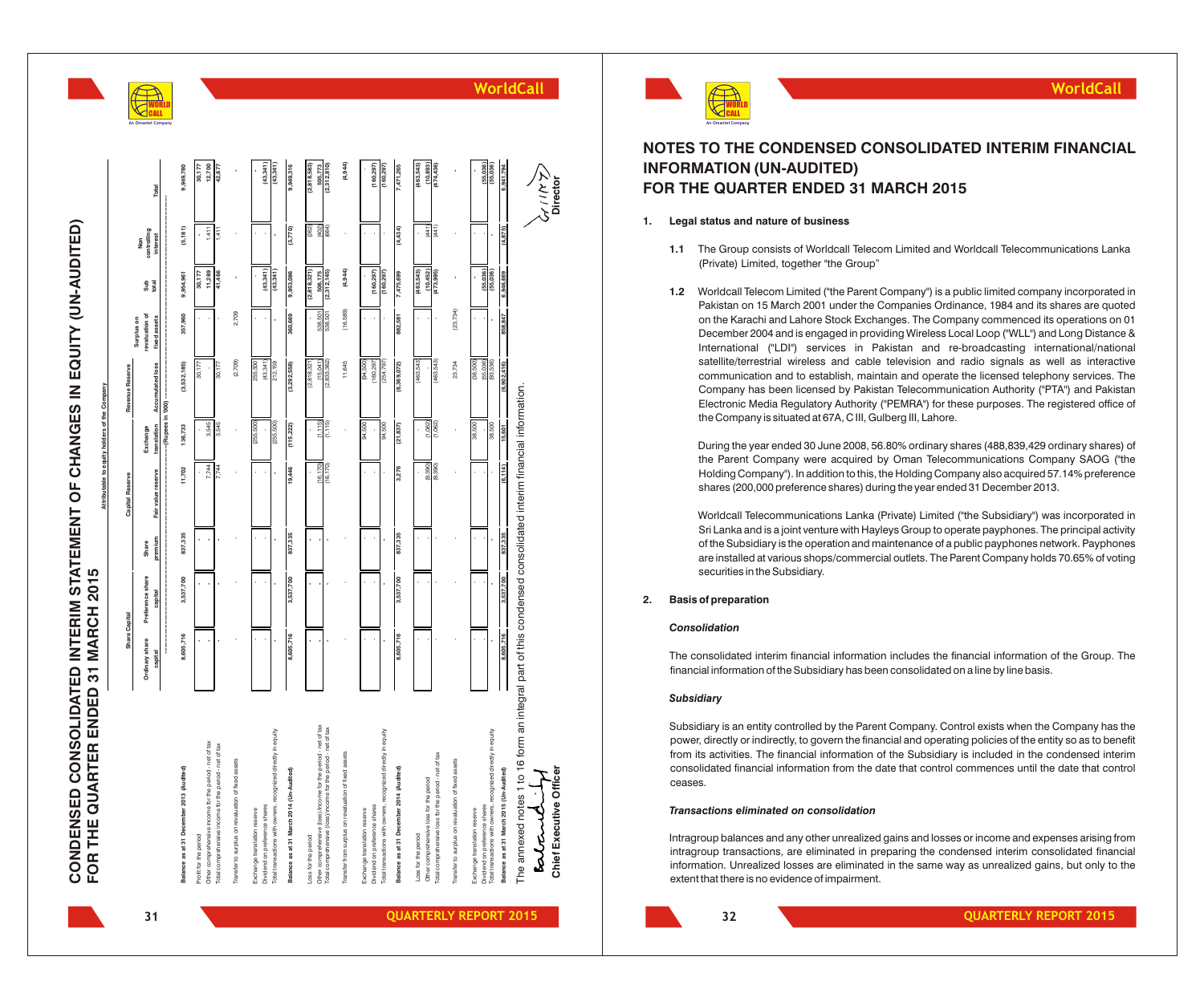# CONDENSED CONSOLIDATED INTERIM STATEMENT OF CHANGES IN EQUITY (UN-AUDITED) FOR THE QUARTER ENDED 31 MARCH 2015

| | Attributable to equity holders of the Company | | | | | | | | | |
|---|---|---|---|---|---|---|---|---|---|---|
| | Share Capital | | Capital Reserve | | | Revenue Reserve | | | | |
| | Ordinary share capital | Preference share capital | Share premium | Fair value reserve | Exchange translation | Accumulated loss | Surplus on revaluation of fixed assets | Sub total | Non controlling interest | Total |
| | ---------------------------------------- | | | -------(Rupees in '000) | ---------------------------------------- | | | | | |
| **Balance as at 31 December 2013 (Audited)** | **8,605,716** | **3,537,700** | **837,335** | **11,702** | **136,733** | **(3,532,185)** | **357,960** | **9,954,961** | **(5,181)** | **9,949,780** |
| Profit for the period | - | - | - | - | - | 30,177 | - | 30,177 | - | 30,177 |
| Other comprehensive income for the period - net of tax | - | - | - | 7,744 | 3,545 | - | - | 11,289 | 1,411 | 12,700 |
| Total comprehensive income for the period - net of tax | - | - | - | 7,744 | 3,545 | 30,177 | - | 41,466 | 1,411 | 42,877 |
| Transfer to surplus on revaluation of fixed assets | - | - | - | - | - | (2,709) | 2,709 | - | - | - |
| Exchange translation reserve | - | - | - | - | (255,500) | 255,500 | - | - | - | - |
| Dividend on preference shares | - | - | - | - | - | (43,341) | - | (43,341) | - | (43,341) |
| Total transactions with owners, recognized directly in equity | - | - | - | - | (255,500) | 212,159 | - | (43,341) | - | (43,341) |
| **Balance as at 31 March 2014 (Un-Audited)** | **8,605,716** | **3,537,700** | **837,335** | **19,446** | **(115,222)** | **(3,292,558)** | **360,669** | **9,953,086** | **(3,770)** | **9,949,316** |
| Loss for the period | - | - | - | - | - | (2,818,321) | - | (2,818,321) | (262) | (2,818,583) |
| Other comprehensive (loss)/income for the period - net of tax | - | - | - | (16,170) | (1,115) | (15,041) | 538,501 | 506,175 | (402) | 505,773 |
| Total comprehensive (loss)/income for the period - net of tax | - | - | - | (16,170) | (1,115) | (2,833,362) | 538,501 | (2,312,146) | (664) | (2,312,810) |
| Transfer from surplus on revaluation of fixed assets | - | - | - | - | - | 11,645 | (16,589) | (4,944) | - | (4,944) |
| Exchange translation reserve | - | - | - | - | 94,500 | (94,500) | - | - | - | - |
| Dividend on preference shares | - | - | - | - | - | (160,297) | - | (160,297) | - | (160,297) |
| Total transactions with owners, recognized directly in equity | - | - | - | - | 94,500 | (254,797) | - | (160,297) | - | (160,297) |
| **Balance as at 31 December 2014 (Audited)** | **8,605,716** | **3,537,700** | **837,335** | **3,276** | **(21,837)** | **(6,369,072)** | **882,581** | **7,475,699** | **(4,434)** | **7,471,265** |
| Loss for the period | - | - | - | - | - | (463,543) | - | (463,543) | - | (463,543) |
| Other comprehensive loss for the period - net of tax | - | - | - | (9,390) | (1,062) | - | - | (10,452) | (441) | (10,893) |
| Total comprehensive loss for the period - net of tax | - | - | - | (9,390) | (1,062) | (463,543) | - | (473,995) | (441) | (474,436) |
| Transfer to surplus on revaluation of fixed assets | - | - | - | - | - | 23,734 | (23,734) | - | - | - |
| Exchange translation reserve | - | - | - | - | 38,500 | (38,500) | - | - | - | - |
| Dividend on preference shares | - | - | - | - | - | (55,036) | - | (55,036) | - | (55,036) |
| Total transactions with owners, recognized directly in equity | - | - | - | - | 38,500 | (93,536) | - | (55,036) | - | (55,036) |
| **Balance as at 31 March 2015 (Un-Audited)** | **8,605,716** | **3,537,700** | **837,335** | **(6,114)** | **15,601** | **(6,902,416)** | **858,847** | **6,946,669** | **(4,875)** | **6,941,794** |

The annexed notes 1 to 16 form an integral part of this condensed consolidated interim financial information.

**Chief Executive Officer** | **Director**

# NOTES TO THE CONDENSED CONSOLIDATED INTERIM FINANCIAL INFORMATION (UN-AUDITED) FOR THE QUARTER ENDED 31 MARCH 2015

**1. Legal status and nature of business**

**1.1** The Group consists of Worldcall Telecom Limited and Worldcall Telecommunications Lanka (Private) Limited, together "the Group"

**1.2** Worldcall Telecom Limited ("the Parent Company") is a public limited company incorporated in Pakistan on 15 March 2001 under the Companies Ordinance, 1984 and its shares are quoted on the Karachi and Lahore Stock Exchanges. The Company commenced its operations on 01 December 2004 and is engaged in providing Wireless Local Loop ("WLL") and Long Distance & International ("LDI") services in Pakistan and re-broadcasting international/national satellite/terrestrial wireless and cable television and radio signals as well as interactive communication and to establish, maintain and operate the licensed telephony services. The Company has been licensed by Pakistan Telecommunication Authority ("PTA") and Pakistan Electronic Media Regulatory Authority ("PEMRA") for these purposes. The registered office of the Company is situated at 67A, C III, Gulberg III, Lahore.

During the year ended 30 June 2008, 56.80% ordinary shares (488,839,429 ordinary shares) of the Parent Company were acquired by Oman Telecommunications Company SAOG ("the Holding Company"). In addition to this, the Holding Company also acquired 57.14% preference shares (200,000 preference shares) during the year ended 31 December 2013.

Worldcall Telecommunications Lanka (Private) Limited ("the Subsidiary") was incorporated in Sri Lanka and is a joint venture with Hayleys Group to operate payphones. The principal activity of the Subsidiary is the operation and maintenance of a public payphones network. Payphones are installed at various shops/commercial outlets. The Parent Company holds 70.65% of voting securities in the Subsidiary.

**2. Basis of preparation**

***Consolidation***

The consolidated interim financial information includes the financial information of the Group. The financial information of the Subsidiary has been consolidated on a line by line basis.

***Subsidiary***

Subsidiary is an entity controlled by the Parent Company. Control exists when the Company has the power, directly or indirectly, to govern the financial and operating policies of the entity so as to benefit from its activities. The financial information of the Subsidiary is included in the condensed interim consolidated financial information from the date that control commences until the date that control ceases.

***Transactions eliminated on consolidation***

Intragroup balances and any other unrealized gains and losses or income and expenses arising from intragroup transactions, are eliminated in preparing the condensed interim consolidated financial information. Unrealized losses are eliminated in the same way as unrealized gains, but only to the extent that there is no evidence of impairment.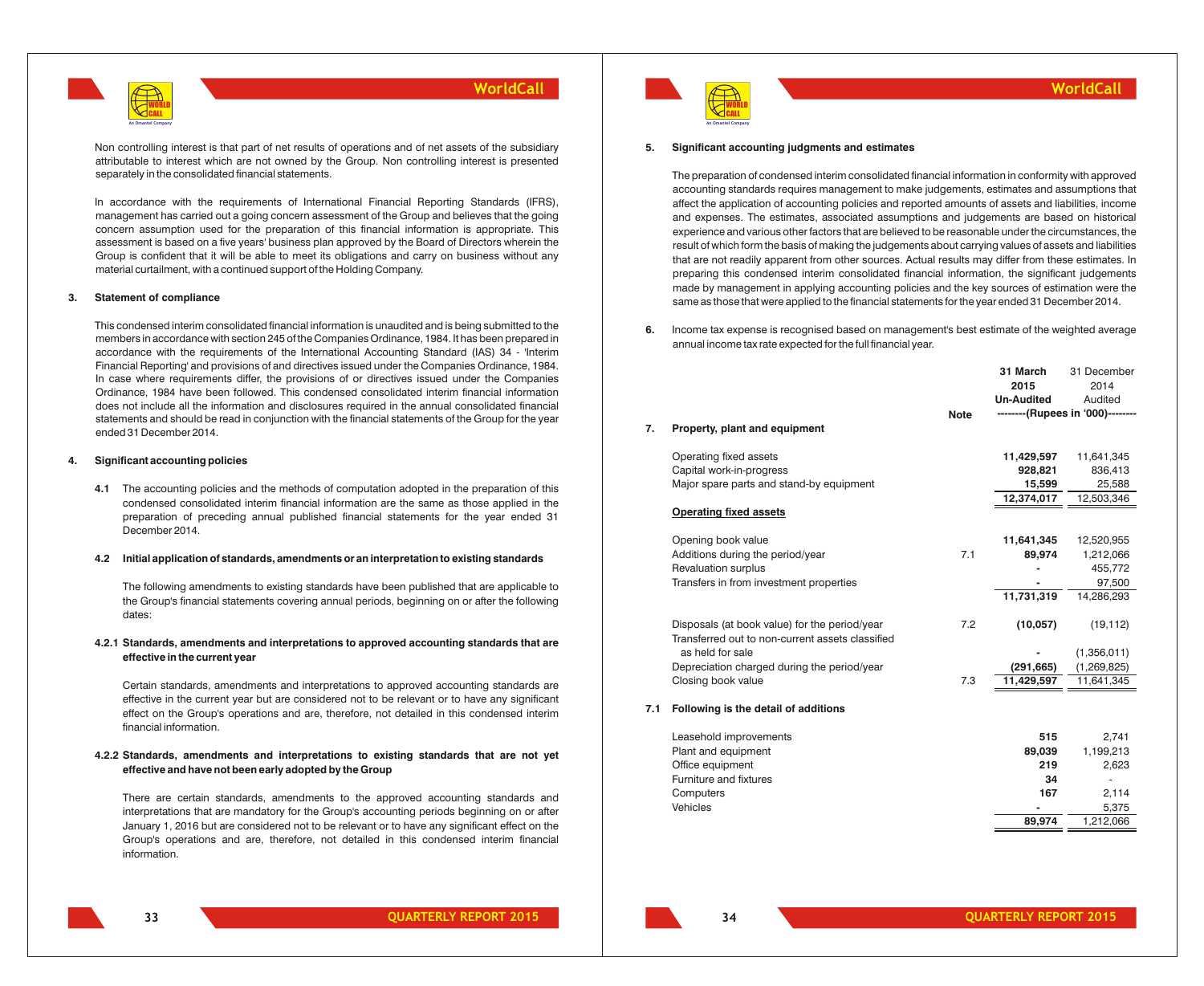Non controlling interest is that part of net results of operations and of net assets of the subsidiary attributable to interest which are not owned by the Group. Non controlling interest is presented separately in the consolidated financial statements.

In accordance with the requirements of International Financial Reporting Standards (IFRS), management has carried out a going concern assessment of the Group and believes that the going concern assumption used for the preparation of this financial information is appropriate. This assessment is based on a five years' business plan approved by the Board of Directors wherein the Group is confident that it will be able to meet its obligations and carry on business without any material curtailment, with a continued support of the Holding Company.

**3. Statement of compliance**

This condensed interim consolidated financial information is unaudited and is being submitted to the members in accordance with section 245 of the Companies Ordinance, 1984. It has been prepared in accordance with the requirements of the International Accounting Standard (IAS) 34 - 'Interim Financial Reporting' and provisions of and directives issued under the Companies Ordinance, 1984. In case where requirements differ, the provisions of or directives issued under the Companies Ordinance, 1984 have been followed. This condensed consolidated interim financial information does not include all the information and disclosures required in the annual consolidated financial statements and should be read in conjunction with the financial statements of the Group for the year ended 31 December 2014.

**4. Significant accounting policies**

**4.1** The accounting policies and the methods of computation adopted in the preparation of this condensed consolidated interim financial information are the same as those applied in the preparation of preceding annual published financial statements for the year ended 31 December 2014.

**4.2 Initial application of standards, amendments or an interpretation to existing standards**

The following amendments to existing standards have been published that are applicable to the Group's financial statements covering annual periods, beginning on or after the following dates:

**4.2.1 Standards, amendments and interpretations to approved accounting standards that are effective in the current year**

Certain standards, amendments and interpretations to approved accounting standards are effective in the current year but are considered not to be relevant or to have any significant effect on the Group's operations and are, therefore, not detailed in this condensed interim financial information.

**4.2.2 Standards, amendments and interpretations to existing standards that are not yet effective and have not been early adopted by the Group**

There are certain standards, amendments to the approved accounting standards and interpretations that are mandatory for the Group's accounting periods beginning on or after January 1, 2016 but are considered not to be relevant or to have any significant effect on the Group's operations and are, therefore, not detailed in this condensed interim financial information.

**5. Significant accounting judgments and estimates**

The preparation of condensed interim consolidated financial information in conformity with approved accounting standards requires management to make judgements, estimates and assumptions that affect the application of accounting policies and reported amounts of assets and liabilities, income and expenses. The estimates, associated assumptions and judgements are based on historical experience and various other factors that are believed to be reasonable under the circumstances, the result of which form the basis of making the judgements about carrying values of assets and liabilities that are not readily apparent from other sources. Actual results may differ from these estimates. In preparing this condensed interim consolidated financial information, the significant judgements made by management in applying accounting policies and the key sources of estimation were the same as those that were applied to the financial statements for the year ended 31 December 2014.

**6.** Income tax expense is recognised based on management's best estimate of the weighted average annual income tax rate expected for the full financial year.

| | Note | 31 March 2015 Un-Audited | 31 December 2014 Audited |
|---|---|---|---|
| | | --------(Rupees in '000)-------- | |
| **7. Property, plant and equipment** | | | |
| Operating fixed assets | | **11,429,597** | 11,641,345 |
| Capital work-in-progress | | **928,821** | 836,413 |
| Major spare parts and stand-by equipment | | **15,599** | 25,588 |
| | | **12,374,017** | 12,503,346 |
| **Operating fixed assets** | | | |
| Opening book value | | **11,641,345** | 12,520,955 |
| Additions during the period/year | 7.1 | **89,974** | 1,212,066 |
| Revaluation surplus | | **-** | 455,772 |
| Transfers in from investment properties | | **-** | 97,500 |
| | | **11,731,319** | 14,286,293 |
| Disposals (at book value) for the period/year | 7.2 | **(10,057)** | (19,112) |
| Transferred out to non-current assets classified as held for sale | | **-** | (1,356,011) |
| Depreciation charged during the period/year | | **(291,665)** | (1,269,825) |
| Closing book value | 7.3 | **11,429,597** | 11,641,345 |

**7.1 Following is the detail of additions**

| | 31 March 2015 | 31 December 2014 |
|---|---|---|
| Leasehold improvements | **515** | 2,741 |
| Plant and equipment | **89,039** | 1,199,213 |
| Office equipment | **219** | 2,623 |
| Furniture and fixtures | **34** | - |
| Computers | **167** | 2,114 |
| Vehicles | **-** | 5,375 |
| | **89,974** | 1,212,066 |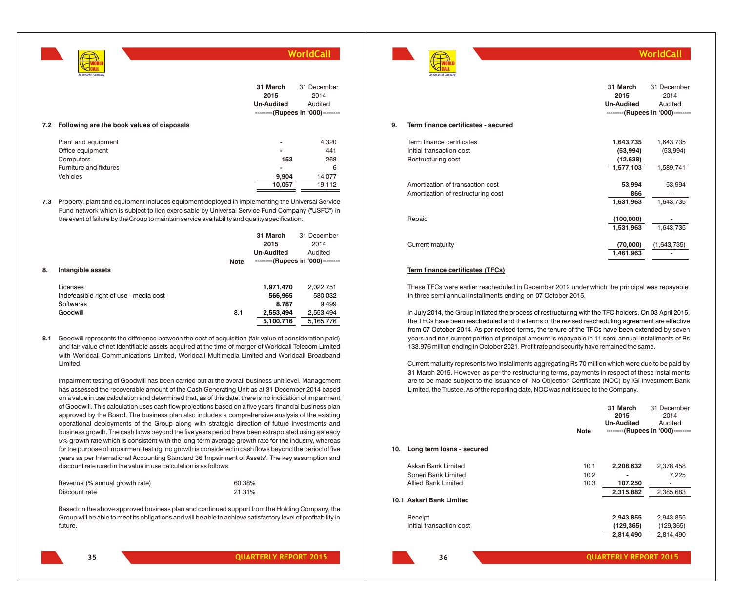| | 31 March 2015 Un-Audited | 31 December 2014 Audited |
|---|---|---|
| | --------(Rupees in '000)-------- | |

**7.2 Following are the book values of disposals**

| | 31 March 2015 | 31 December 2014 |
|---|---|---|
| Plant and equipment | - | 4,320 |
| Office equipment | - | 441 |
| Computers | 153 | 268 |
| Furniture and fixtures | - | 6 |
| Vehicles | 9,904 | 14,077 |
| | **10,057** | 19,112 |

**7.3** Property, plant and equipment includes equipment deployed in implementing the Universal Service Fund network which is subject to lien exercisable by Universal Service Fund Company ("USFC") in the event of failure by the Group to maintain service availability and quality specification.

## 8. Intangible assets

| | Note | 31 March 2015 Un-Audited | 31 December 2014 Audited |
|---|---|---|---|
| | | --------(Rupees in '000)-------- | |
| Licenses | | **1,971,470** | 2,022,751 |
| Indefeasible right of use - media cost | | **566,965** | 580,032 |
| Softwares | | **8,787** | 9,499 |
| Goodwill | 8.1 | **2,553,494** | 2,553,494 |
| | | **5,100,716** | 5,165,776 |

**8.1** Goodwill represents the difference between the cost of acquisition (fair value of consideration paid) and fair value of net identifiable assets acquired at the time of merger of Worldcall Telecom Limited with Worldcall Communications Limited, Worldcall Multimedia Limited and Worldcall Broadband Limited.

Impairment testing of Goodwill has been carried out at the overall business unit level. Management has assessed the recoverable amount of the Cash Generating Unit as at 31 December 2014 based on a value in use calculation and determined that, as of this date, there is no indication of impairment of Goodwill. This calculation uses cash flow projections based on a five years' financial business plan approved by the Board. The business plan also includes a comprehensive analysis of the existing operational deployments of the Group along with strategic direction of future investments and business growth. The cash flows beyond the five years period have been extrapolated using a steady 5% growth rate which is consistent with the long-term average growth rate for the industry, whereas for the purpose of impairment testing, no growth is considered in cash flows beyond the period of five years as per International Accounting Standard 36 'Impairment of Assets'. The key assumption and discount rate used in the value in use calculation is as follows:

| | |
|---|---|
| Revenue (% annual growth rate) | 60.38% |
| Discount rate | 21.31% |

Based on the above approved business plan and continued support from the Holding Company, the Group will be able to meet its obligations and will be able to achieve satisfactory level of profitability in future.

## 9. Term finance certificates - secured

| | 31 March 2015 Un-Audited | 31 December 2014 Audited |
|---|---|---|
| | --------(Rupees in '000)-------- | |
| Term finance certificates | **1,643,735** | 1,643,735 |
| Initial transaction cost | **(53,994)** | (53,994) |
| Restructuring cost | **(12,638)** | - |
| | **1,577,103** | 1,589,741 |
| Amortization of transaction cost | **53,994** | 53,994 |
| Amortization of restructuring cost | **866** | - |
| | **1,631,963** | 1,643,735 |
| Repaid | **(100,000)** | - |
| | **1,531,963** | 1,643,735 |
| Current maturity | **(70,000)** | (1,643,735) |
| | **1,461,963** | - |

**Term finance certificates (TFCs)**

These TFCs were earlier rescheduled in December 2012 under which the principal was repayable in three semi-annual installments ending on 07 October 2015.

In July 2014, the Group initiated the process of restructuring with the TFC holders. On 03 April 2015, the TFCs have been rescheduled and the terms of the revised rescheduling agreement are effective from 07 October 2014. As per revised terms, the tenure of the TFCs have been extended by seven years and non-current portion of principal amount is repayable in 11 semi annual installments of Rs 133.976 million ending in October 2021. Profit rate and security have remained the same.

Current maturity represents two installments aggregating Rs 70 million which were due to be paid by 31 March 2015. However, as per the restructuring terms, payments in respect of these installments are to be made subject to the issuance of No Objection Certificate (NOC) by IGI Investment Bank Limited, the Trustee. As of the reporting date, NOC was not issued to the Company.

## 10. Long term loans - secured

| | Note | 31 March 2015 Un-Audited | 31 December 2014 Audited |
|---|---|---|---|
| | | --------(Rupees in '000)-------- | |
| Askari Bank Limited | 10.1 | **2,208,632** | 2,378,458 |
| Soneri Bank Limited | 10.2 | **-** | 7,225 |
| Allied Bank Limited | 10.3 | **107,250** | - |
| | | **2,315,882** | 2,385,683 |

**10.1 Askari Bank Limited**

| | 31 March 2015 | 31 December 2014 |
|---|---|---|
| Receipt | **2,943,855** | 2,943,855 |
| Initial transaction cost | **(129,365)** | (129,365) |
| | **2,814,490** | 2,814,490 |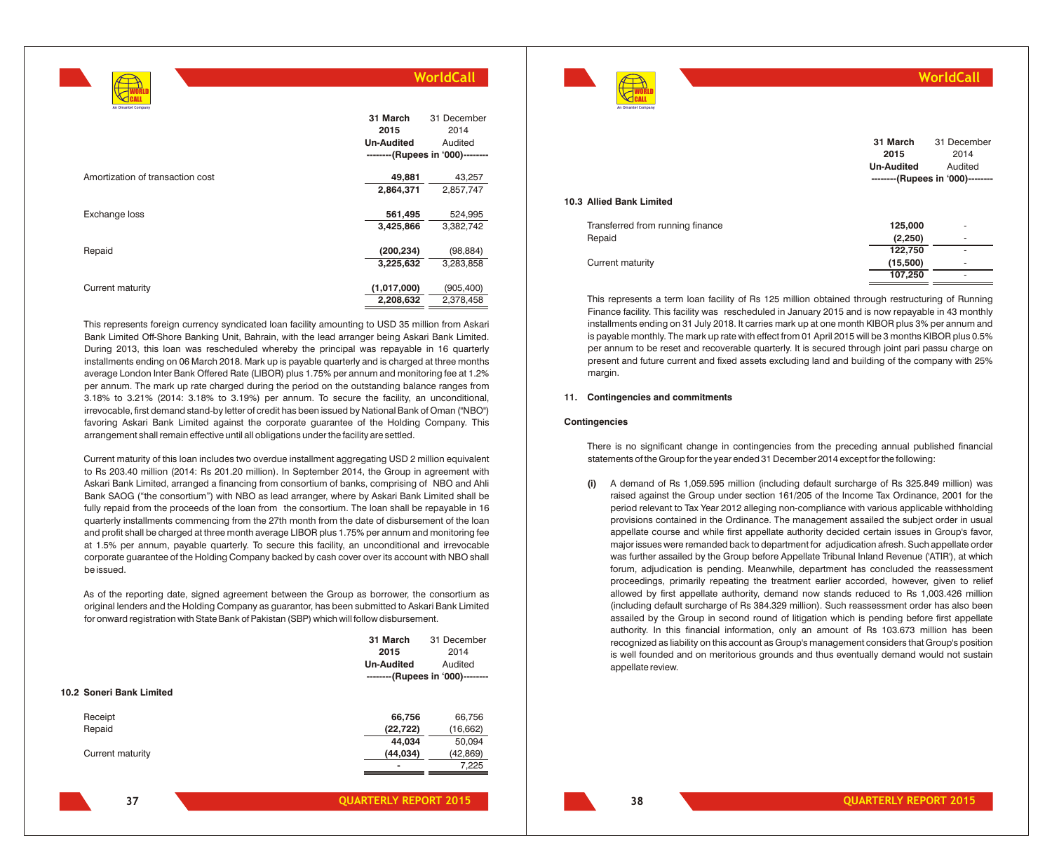| | 31 March 2015 Un-Audited | 31 December 2014 Audited |
|---|---|---|
| | --------(Rupees in '000)-------- | |
| Amortization of transaction cost | **49,881** | 43,257 |
| | **2,864,371** | 2,857,747 |
| Exchange loss | **561,495** | 524,995 |
| | **3,425,866** | 3,382,742 |
| Repaid | **(200,234)** | (98,884) |
| | **3,225,632** | 3,283,858 |
| Current maturity | **(1,017,000)** | (905,400) |
| | **2,208,632** | 2,378,458 |

This represents foreign currency syndicated loan facility amounting to USD 35 million from Askari Bank Limited Off-Shore Banking Unit, Bahrain, with the lead arranger being Askari Bank Limited. During 2013, this loan was rescheduled whereby the principal was repayable in 16 quarterly installments ending on 06 March 2018. Mark up is payable quarterly and is charged at three months average London Inter Bank Offered Rate (LIBOR) plus 1.75% per annum and monitoring fee at 1.2% per annum. The mark up rate charged during the period on the outstanding balance ranges from 3.18% to 3.21% (2014: 3.18% to 3.19%) per annum. To secure the facility, an unconditional, irrevocable, first demand stand-by letter of credit has been issued by National Bank of Oman ("NBO") favoring Askari Bank Limited against the corporate guarantee of the Holding Company. This arrangement shall remain effective until all obligations under the facility are settled.

Current maturity of this loan includes two overdue installment aggregating USD 2 million equivalent to Rs 203.40 million (2014: Rs 201.20 million). In September 2014, the Group in agreement with Askari Bank Limited, arranged a financing from consortium of banks, comprising of NBO and Ahli Bank SAOG ("the consortium") with NBO as lead arranger, where by Askari Bank Limited shall be fully repaid from the proceeds of the loan from the consortium. The loan shall be repayable in 16 quarterly installments commencing from the 27th month from the date of disbursement of the loan and profit shall be charged at three month average LIBOR plus 1.75% per annum and monitoring fee at 1.5% per annum, payable quarterly. To secure this facility, an unconditional and irrevocable corporate guarantee of the Holding Company backed by cash cover over its account with NBO shall be issued.

As of the reporting date, signed agreement between the Group as borrower, the consortium as original lenders and the Holding Company as guarantor, has been submitted to Askari Bank Limited for onward registration with State Bank of Pakistan (SBP) which will follow disbursement.

**10.2 Soneri Bank Limited**

| | 31 March 2015 Un-Audited | 31 December 2014 Audited |
|---|---|---|
| | --------(Rupees in '000)-------- | |
| Receipt | **66,756** | 66,756 |
| Repaid | **(22,722)** | (16,662) |
| | **44,034** | 50,094 |
| Current maturity | **(44,034)** | (42,869) |
| | **-** | 7,225 |

**10.3 Allied Bank Limited**

| | 31 March 2015 Un-Audited | 31 December 2014 Audited |
|---|---|---|
| | --------(Rupees in '000)-------- | |
| Transferred from running finance | **125,000** | - |
| Repaid | **(2,250)** | - |
| | **122,750** | - |
| Current maturity | **(15,500)** | - |
| | **107,250** | - |

This represents a term loan facility of Rs 125 million obtained through restructuring of Running Finance facility. This facility was rescheduled in January 2015 and is now repayable in 43 monthly installments ending on 31 July 2018. It carries mark up at one month KIBOR plus 3% per annum and is payable monthly. The mark up rate with effect from 01 April 2015 will be 3 months KIBOR plus 0.5% per annum to be reset and recoverable quarterly. It is secured through joint pari passu charge on present and future current and fixed assets excluding land and building of the company with 25% margin.

## 11. Contingencies and commitments

**Contingencies**

There is no significant change in contingencies from the preceding annual published financial statements of the Group for the year ended 31 December 2014 except for the following:

**(i)** A demand of Rs 1,059.595 million (including default surcharge of Rs 325.849 million) was raised against the Group under section 161/205 of the Income Tax Ordinance, 2001 for the period relevant to Tax Year 2012 alleging non-compliance with various applicable withholding provisions contained in the Ordinance. The management assailed the subject order in usual appellate course and while first appellate authority decided certain issues in Group's favor, major issues were remanded back to department for adjudication afresh. Such appellate order was further assailed by the Group before Appellate Tribunal Inland Revenue ('ATIR'), at which forum, adjudication is pending. Meanwhile, department has concluded the reassessment proceedings, primarily repeating the treatment earlier accorded, however, given to relief allowed by first appellate authority, demand now stands reduced to Rs 1,003.426 million (including default surcharge of Rs 384.329 million). Such reassessment order has also been assailed by the Group in second round of litigation which is pending before first appellate authority. In this financial information, only an amount of Rs 103.673 million has been recognized as liability on this account as Group's management considers that Group's position is well founded and on meritorious grounds and thus eventually demand would not sustain appellate review.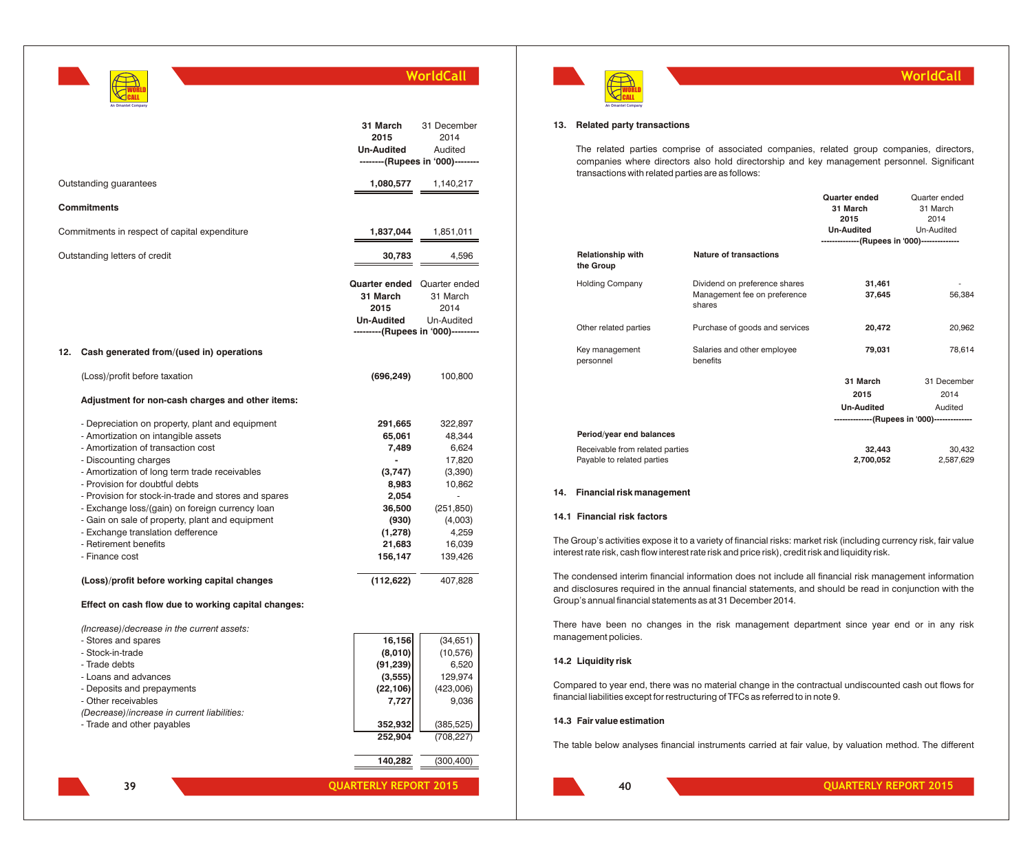| | 31 March 2015 Un-Audited | 31 December 2014 Audited |
|---|---|---|
| | --------(Rupees in '000)-------- | |
| Outstanding guarantees | **1,080,577** | 1,140,217 |

**Commitments**

| | | |
|---|---|---|
| Commitments in respect of capital expenditure | **1,837,044** | 1,851,011 |
| Outstanding letters of credit | **30,783** | 4,596 |

| | Quarter ended 31 March 2015 Un-Audited | Quarter ended 31 March 2014 Un-Audited |
|---|---|---|
| | ---------(Rupees in '000)--------- | |

## 12. Cash generated from/(used in) operations

| | | |
|---|---|---|
| (Loss)/profit before taxation | **(696,249)** | 100,800 |
| **Adjustment for non-cash charges and other items:** | | |
| - Depreciation on property, plant and equipment | **291,665** | 322,897 |
| - Amortization on intangible assets | **65,061** | 48,344 |
| - Amortization of transaction cost | **7,489** | 6,624 |
| - Discounting charges | **-** | 17,820 |
| - Amortization of long term trade receivables | **(3,747)** | (3,390) |
| - Provision for doubtful debts | **8,983** | 10,862 |
| - Provision for stock-in-trade and stores and spares | **2,054** | - |
| - Exchange loss/(gain) on foreign currency loan | **36,500** | (251,850) |
| - Gain on sale of property, plant and equipment | **(930)** | (4,003) |
| - Exchange translation defference | **(1,278)** | 4,259 |
| - Retirement benefits | **21,683** | 16,039 |
| - Finance cost | **156,147** | 139,426 |
| **(Loss)/profit before working capital changes** | **(112,622)** | 407,828 |
| **Effect on cash flow due to working capital changes:** | | |
| *(Increase)/decrease in the current assets:* | | |
| - Stores and spares | **16,156** | (34,651) |
| - Stock-in-trade | **(8,010)** | (10,576) |
| - Trade debts | **(91,239)** | 6,520 |
| - Loans and advances | **(3,555)** | 129,974 |
| - Deposits and prepayments | **(22,106)** | (423,006) |
| - Other receivables | **7,727** | 9,036 |
| *(Decrease)/increase in current liabilities:* | | |
| - Trade and other payables | **352,932** | (385,525) |
| | **252,904** | (708,227) |
| | **140,282** | (300,400) |

## 13. Related party transactions

The related parties comprise of associated companies, related group companies, directors, companies where directors also hold directorship and key management personnel. Significant transactions with related parties are as follows:

| Relationship with the Group | Nature of transactions | Quarter ended 31 March 2015 Un-Audited | Quarter ended 31 March 2014 Un-Audited |
|---|---|---|---|
| | | --------------(Rupees in '000)-------------- | |
| Holding Company | Dividend on preference shares | **31,461** | - |
| | Management fee on preference shares | **37,645** | 56,384 |
| Other related parties | Purchase of goods and services | **20,472** | 20,962 |
| Key management personnel | Salaries and other employee benefits | **79,031** | 78,614 |

| | 31 March 2015 Un-Audited | 31 December 2014 Audited |
|---|---|---|
| | --------------(Rupees in '000)-------------- | |
| **Period/year end balances** | | |
| Receivable from related parties | **32,443** | 30,432 |
| Payable to related parties | **2,700,052** | 2,587,629 |

## 14. Financial risk management

### 14.1 Financial risk factors

The Group's activities expose it to a variety of financial risks: market risk (including currency risk, fair value interest rate risk, cash flow interest rate risk and price risk), credit risk and liquidity risk.

The condensed interim financial information does not include all financial risk management information and disclosures required in the annual financial statements, and should be read in conjunction with the Group's annual financial statements as at 31 December 2014.

There have been no changes in the risk management department since year end or in any risk management policies.

### 14.2 Liquidity risk

Compared to year end, there was no material change in the contractual undiscounted cash out flows for financial liabilities except for restructuring of TFCs as referred to in note 9.

### 14.3 Fair value estimation

The table below analyses financial instruments carried at fair value, by valuation method. The different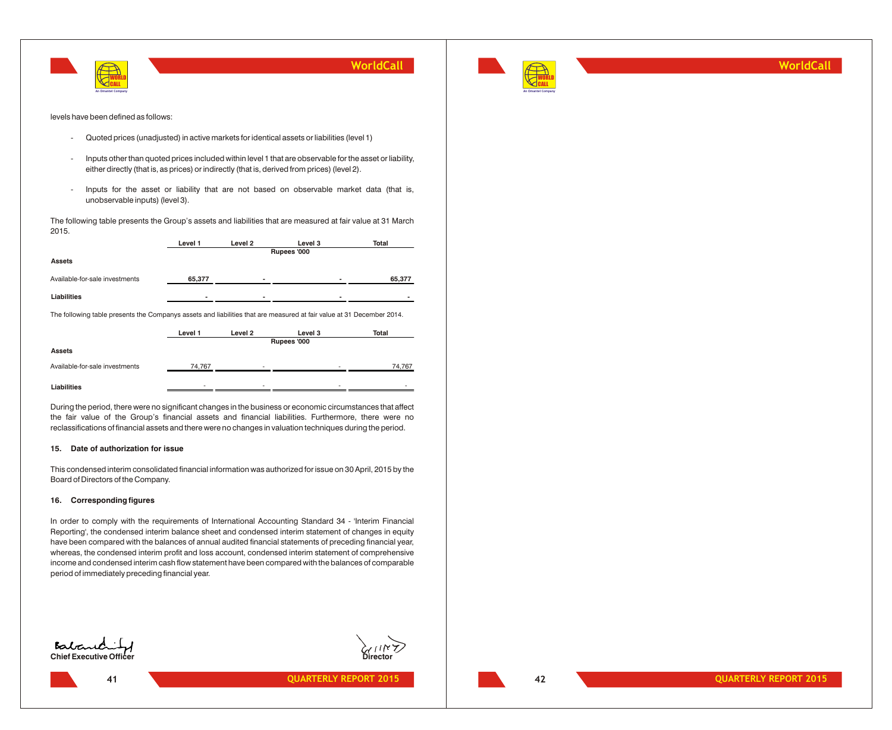levels have been defined as follows:

- Quoted prices (unadjusted) in active markets for identical assets or liabilities (level 1)

- Inputs other than quoted prices included within level 1 that are observable for the asset or liability, either directly (that is, as prices) or indirectly (that is, derived from prices) (level 2).

- Inputs for the asset or liability that are not based on observable market data (that is, unobservable inputs) (level 3).

The following table presents the Group's assets and liabilities that are measured at fair value at 31 March 2015.

| | Level 1 | Level 2 | Level 3 | Total |
|---|---|---|---|---|
| | | Rupees '000 | | |
| **Assets** | | | | |
| Available-for-sale investments | **65,377** | **-** | **-** | **65,377** |
| **Liabilities** | **-** | **-** | **-** | **-** |

The following table presents the Companys assets and liabilities that are measured at fair value at 31 December 2014.

| | Level 1 | Level 2 | Level 3 | Total |
|---|---|---|---|---|
| | | Rupees '000 | | |
| **Assets** | | | | |
| Available-for-sale investments | 74,767 | - | - | 74,767 |
| **Liabilities** | - | - | - | - |

During the period, there were no significant changes in the business or economic circumstances that affect the fair value of the Group's financial assets and financial liabilities. Furthermore, there were no reclassifications of financial assets and there were no changes in valuation techniques during the period.

**15. Date of authorization for issue**

This condensed interim consolidated financial information was authorized for issue on 30 April, 2015 by the Board of Directors of the Company.

**16. Corresponding figures**

In order to comply with the requirements of International Accounting Standard 34 - 'Interim Financial Reporting', the condensed interim balance sheet and condensed interim statement of changes in equity have been compared with the balances of annual audited financial statements of preceding financial year, whereas, the condensed interim profit and loss account, condensed interim statement of comprehensive income and condensed interim cash flow statement have been compared with the balances of comparable period of immediately preceding financial year.

**Chief Executive Officer** **Director**